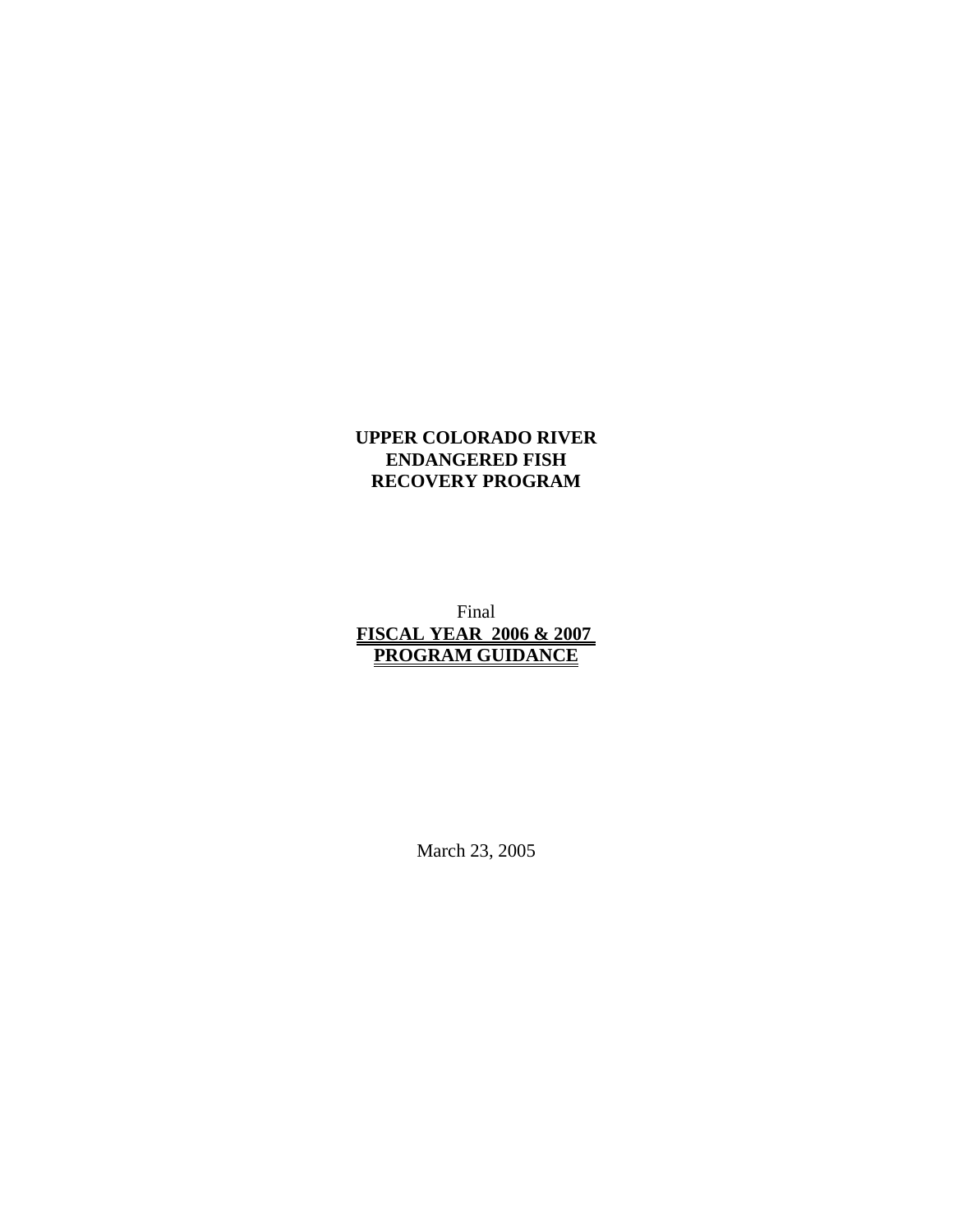# UPPER COLORADO RIVER ENDANGERED FISH RECOVERY PROGRAM

Final

## FISCAL YEAR 2006 & 2007 PROGRAM GUIDANCE

March 23, 2005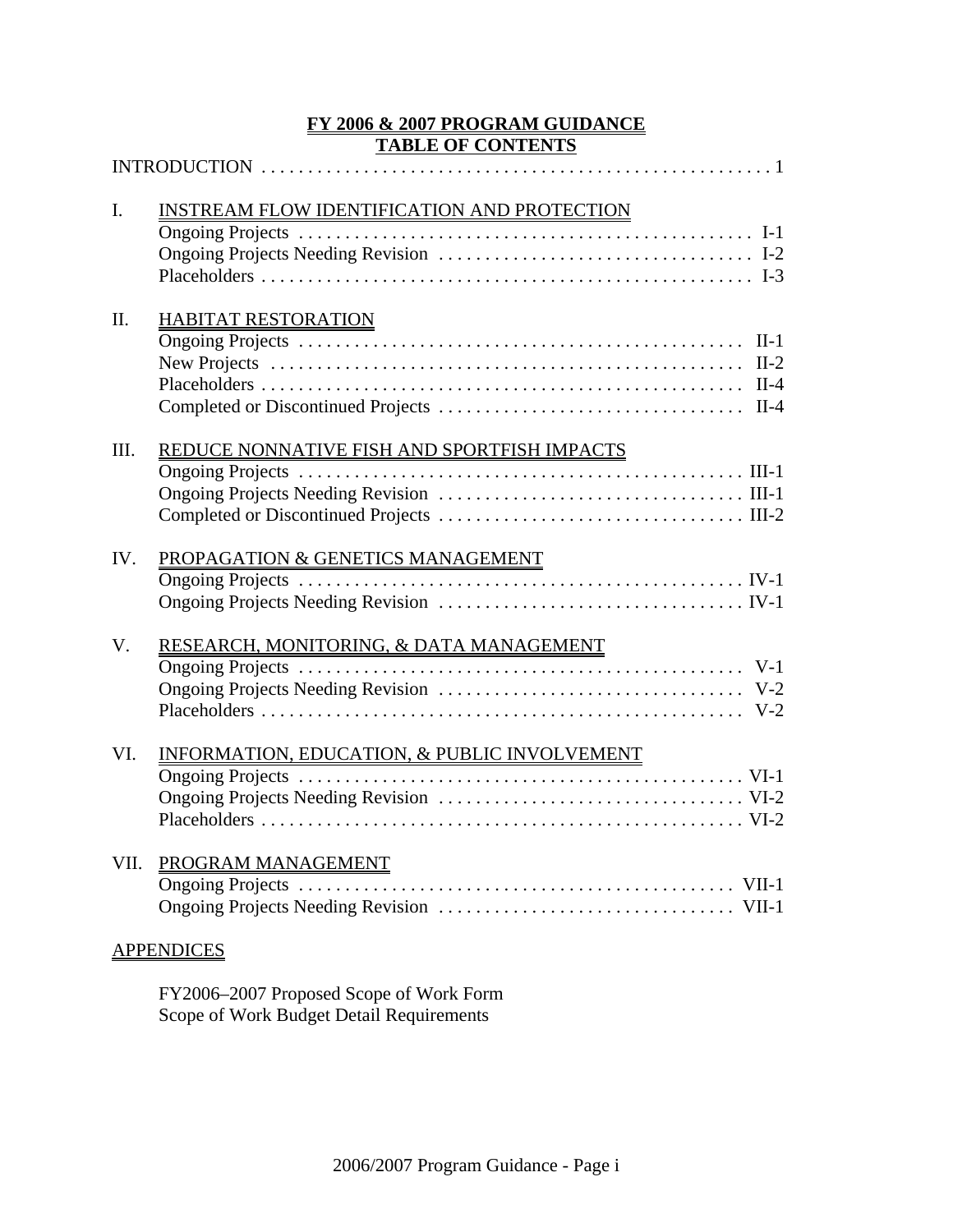# FY 2006 & 2007 PROGRAM GUIDANCE
## TABLE OF CONTENTS

INTRODUCTION . . . . . . . . . . . . . . . . . . . . . . . . . . . . . . . . . . . . . . . . . . . . . . . . . . . . . 1

I. INSTREAM FLOW IDENTIFICATION AND PROTECTION
- Ongoing Projects . . . . . . . . . . . . . . . . . . . . . . . . . . . . . . . . . . . . . . . . . . . . . . . . I-1
- Ongoing Projects Needing Revision . . . . . . . . . . . . . . . . . . . . . . . . . . . . . . . . . I-2
- Placeholders . . . . . . . . . . . . . . . . . . . . . . . . . . . . . . . . . . . . . . . . . . . . . . . . . . . . I-3

II. HABITAT RESTORATION
- Ongoing Projects . . . . . . . . . . . . . . . . . . . . . . . . . . . . . . . . . . . . . . . . . . . . . . . . II-1
- New Projects . . . . . . . . . . . . . . . . . . . . . . . . . . . . . . . . . . . . . . . . . . . . . . . . . . . II-2
- Placeholders . . . . . . . . . . . . . . . . . . . . . . . . . . . . . . . . . . . . . . . . . . . . . . . . . . . . II-4
- Completed or Discontinued Projects . . . . . . . . . . . . . . . . . . . . . . . . . . . . . . . . II-4

III. REDUCE NONNATIVE FISH AND SPORTFISH IMPACTS
- Ongoing Projects . . . . . . . . . . . . . . . . . . . . . . . . . . . . . . . . . . . . . . . . . . . . . . . . III-1
- Ongoing Projects Needing Revision . . . . . . . . . . . . . . . . . . . . . . . . . . . . . . . . . III-1
- Completed or Discontinued Projects . . . . . . . . . . . . . . . . . . . . . . . . . . . . . . . . III-2

IV. PROPAGATION & GENETICS MANAGEMENT
- Ongoing Projects . . . . . . . . . . . . . . . . . . . . . . . . . . . . . . . . . . . . . . . . . . . . . . . . IV-1
- Ongoing Projects Needing Revision . . . . . . . . . . . . . . . . . . . . . . . . . . . . . . . . . IV-1

V. RESEARCH, MONITORING, & DATA MANAGEMENT
- Ongoing Projects . . . . . . . . . . . . . . . . . . . . . . . . . . . . . . . . . . . . . . . . . . . . . . . . V-1
- Ongoing Projects Needing Revision . . . . . . . . . . . . . . . . . . . . . . . . . . . . . . . . . V-2
- Placeholders . . . . . . . . . . . . . . . . . . . . . . . . . . . . . . . . . . . . . . . . . . . . . . . . . . . . V-2

VI. INFORMATION, EDUCATION, & PUBLIC INVOLVEMENT
- Ongoing Projects . . . . . . . . . . . . . . . . . . . . . . . . . . . . . . . . . . . . . . . . . . . . . . . . VI-1
- Ongoing Projects Needing Revision . . . . . . . . . . . . . . . . . . . . . . . . . . . . . . . . . VI-2
- Placeholders . . . . . . . . . . . . . . . . . . . . . . . . . . . . . . . . . . . . . . . . . . . . . . . . . . . . VI-2

VII. PROGRAM MANAGEMENT
- Ongoing Projects . . . . . . . . . . . . . . . . . . . . . . . . . . . . . . . . . . . . . . . . . . . . . . . . VII-1
- Ongoing Projects Needing Revision . . . . . . . . . . . . . . . . . . . . . . . . . . . . . . . . . VII-1

APPENDICES

- FY2006–2007 Proposed Scope of Work Form
- Scope of Work Budget Detail Requirements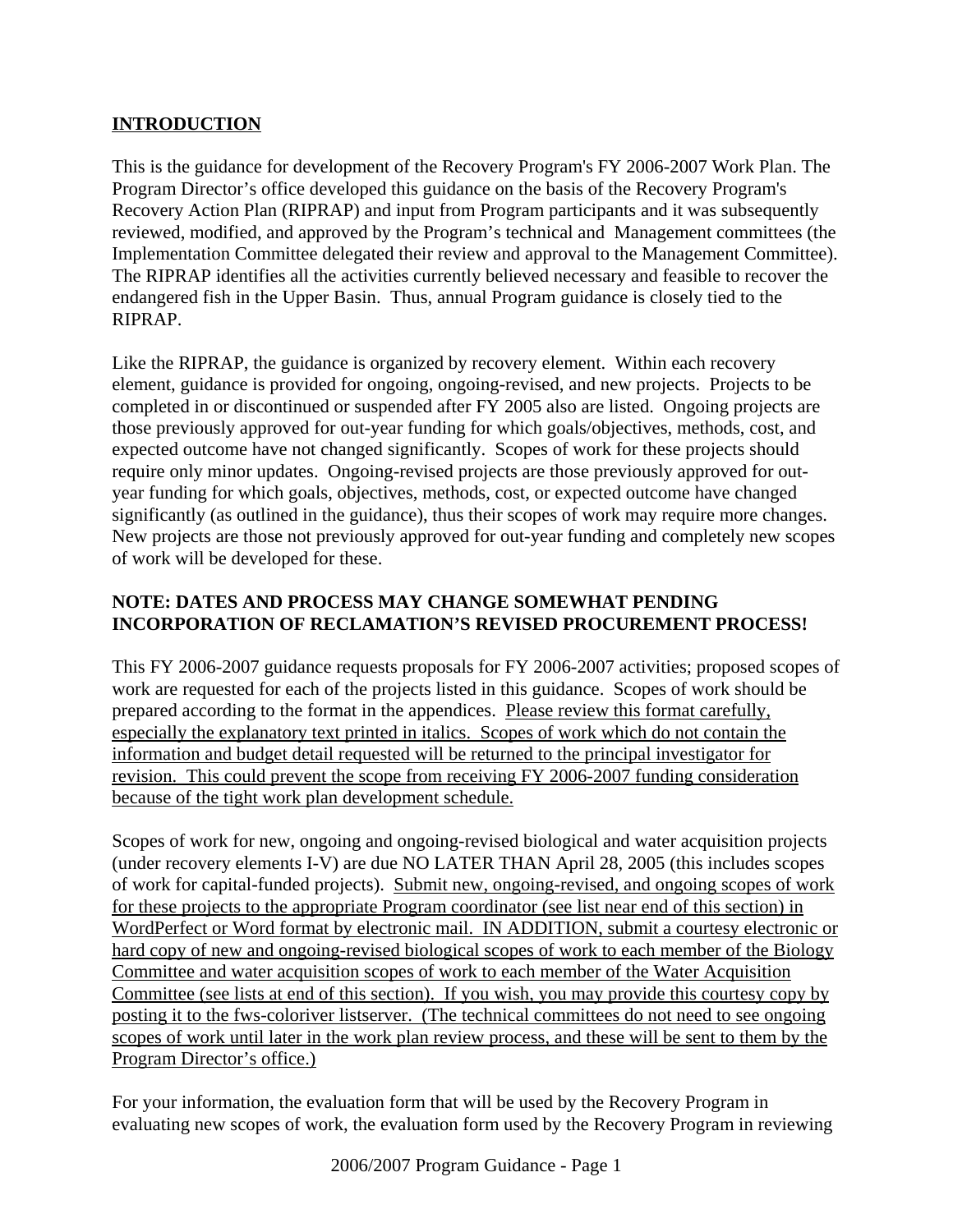## INTRODUCTION

This is the guidance for development of the Recovery Program's FY 2006-2007 Work Plan. The Program Director's office developed this guidance on the basis of the Recovery Program's Recovery Action Plan (RIPRAP) and input from Program participants and it was subsequently reviewed, modified, and approved by the Program's technical and Management committees (the Implementation Committee delegated their review and approval to the Management Committee). The RIPRAP identifies all the activities currently believed necessary and feasible to recover the endangered fish in the Upper Basin. Thus, annual Program guidance is closely tied to the RIPRAP.

Like the RIPRAP, the guidance is organized by recovery element. Within each recovery element, guidance is provided for ongoing, ongoing-revised, and new projects. Projects to be completed in or discontinued or suspended after FY 2005 also are listed. Ongoing projects are those previously approved for out-year funding for which goals/objectives, methods, cost, and expected outcome have not changed significantly. Scopes of work for these projects should require only minor updates. Ongoing-revised projects are those previously approved for out-year funding for which goals, objectives, methods, cost, or expected outcome have changed significantly (as outlined in the guidance), thus their scopes of work may require more changes. New projects are those not previously approved for out-year funding and completely new scopes of work will be developed for these.

**NOTE: DATES AND PROCESS MAY CHANGE SOMEWHAT PENDING INCORPORATION OF RECLAMATION'S REVISED PROCUREMENT PROCESS!**

This FY 2006-2007 guidance requests proposals for FY 2006-2007 activities; proposed scopes of work are requested for each of the projects listed in this guidance. Scopes of work should be prepared according to the format in the appendices. Please review this format carefully, especially the explanatory text printed in italics. Scopes of work which do not contain the information and budget detail requested will be returned to the principal investigator for revision. This could prevent the scope from receiving FY 2006-2007 funding consideration because of the tight work plan development schedule.

Scopes of work for new, ongoing and ongoing-revised biological and water acquisition projects (under recovery elements I-V) are due NO LATER THAN April 28, 2005 (this includes scopes of work for capital-funded projects). Submit new, ongoing-revised, and ongoing scopes of work for these projects to the appropriate Program coordinator (see list near end of this section) in WordPerfect or Word format by electronic mail. IN ADDITION, submit a courtesy electronic or hard copy of new and ongoing-revised biological scopes of work to each member of the Biology Committee and water acquisition scopes of work to each member of the Water Acquisition Committee (see lists at end of this section). If you wish, you may provide this courtesy copy by posting it to the fws-coloriver listserver. (The technical committees do not need to see ongoing scopes of work until later in the work plan review process, and these will be sent to them by the Program Director's office.)

For your information, the evaluation form that will be used by the Recovery Program in evaluating new scopes of work, the evaluation form used by the Recovery Program in reviewing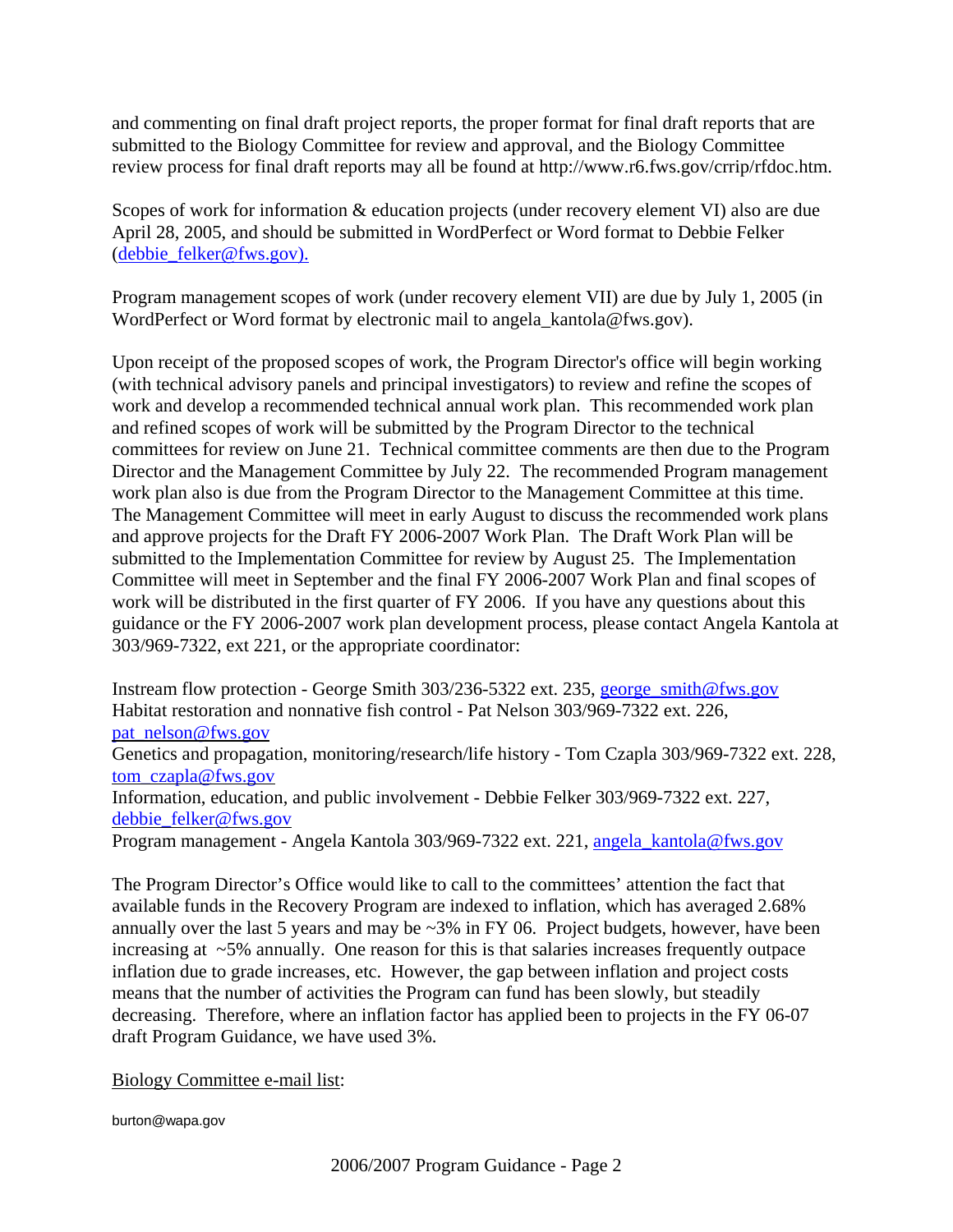and commenting on final draft project reports, the proper format for final draft reports that are submitted to the Biology Committee for review and approval, and the Biology Committee review process for final draft reports may all be found at http://www.r6.fws.gov/crrip/rfdoc.htm.

Scopes of work for information & education projects (under recovery element VI) also are due April 28, 2005, and should be submitted in WordPerfect or Word format to Debbie Felker (debbie_felker@fws.gov).

Program management scopes of work (under recovery element VII) are due by July 1, 2005 (in WordPerfect or Word format by electronic mail to angela_kantola@fws.gov).

Upon receipt of the proposed scopes of work, the Program Director's office will begin working (with technical advisory panels and principal investigators) to review and refine the scopes of work and develop a recommended technical annual work plan. This recommended work plan and refined scopes of work will be submitted by the Program Director to the technical committees for review on June 21. Technical committee comments are then due to the Program Director and the Management Committee by July 22. The recommended Program management work plan also is due from the Program Director to the Management Committee at this time. The Management Committee will meet in early August to discuss the recommended work plans and approve projects for the Draft FY 2006-2007 Work Plan. The Draft Work Plan will be submitted to the Implementation Committee for review by August 25. The Implementation Committee will meet in September and the final FY 2006-2007 Work Plan and final scopes of work will be distributed in the first quarter of FY 2006. If you have any questions about this guidance or the FY 2006-2007 work plan development process, please contact Angela Kantola at 303/969-7322, ext 221, or the appropriate coordinator:

Instream flow protection - George Smith 303/236-5322 ext. 235, george_smith@fws.gov
Habitat restoration and nonnative fish control - Pat Nelson 303/969-7322 ext. 226, pat_nelson@fws.gov
Genetics and propagation, monitoring/research/life history - Tom Czapla 303/969-7322 ext. 228, tom_czapla@fws.gov
Information, education, and public involvement - Debbie Felker 303/969-7322 ext. 227, debbie_felker@fws.gov
Program management - Angela Kantola 303/969-7322 ext. 221, angela_kantola@fws.gov

The Program Director's Office would like to call to the committees' attention the fact that available funds in the Recovery Program are indexed to inflation, which has averaged 2.68% annually over the last 5 years and may be ~3% in FY 06. Project budgets, however, have been increasing at ~5% annually. One reason for this is that salaries increases frequently outpace inflation due to grade increases, etc. However, the gap between inflation and project costs means that the number of activities the Program can fund has been slowly, but steadily decreasing. Therefore, where an inflation factor has applied been to projects in the FY 06-07 draft Program Guidance, we have used 3%.

Biology Committee e-mail list:

burton@wapa.gov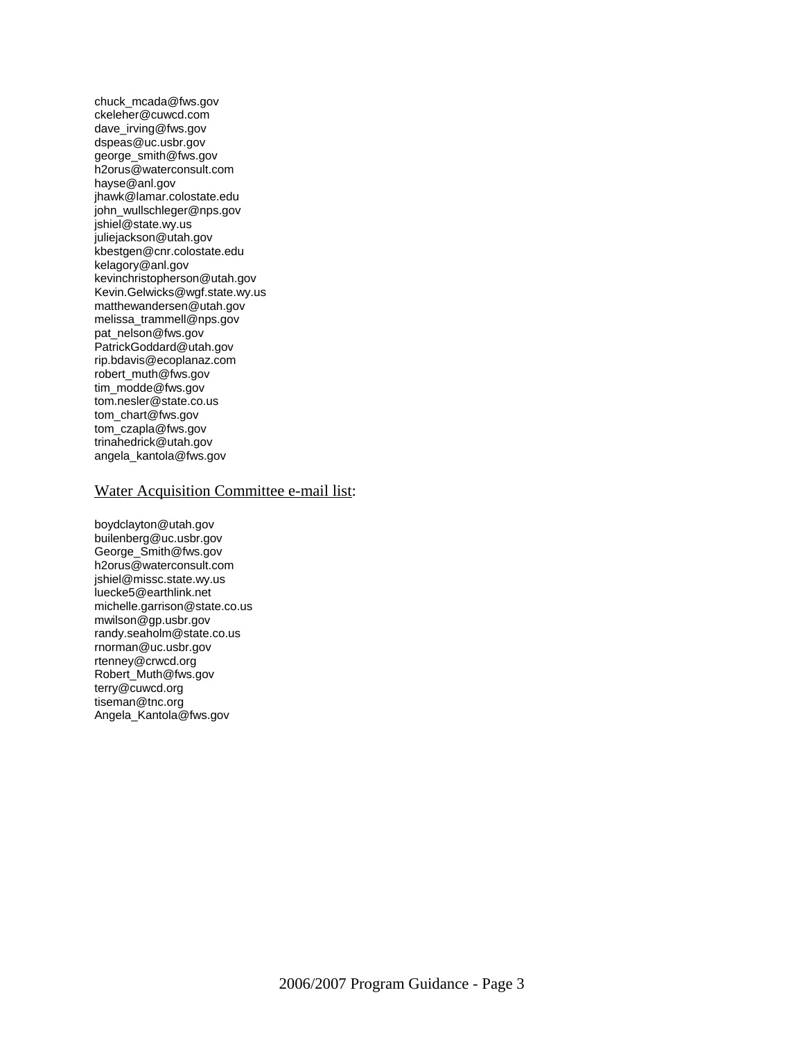chuck_mcada@fws.gov
ckeleher@cuwcd.com
dave_irving@fws.gov
dspeas@uc.usbr.gov
george_smith@fws.gov
h2orus@waterconsult.com
hayse@anl.gov
jhawk@lamar.colostate.edu
john_wullschleger@nps.gov
jshiel@state.wy.us
juliejackson@utah.gov
kbestgen@cnr.colostate.edu
kelagory@anl.gov
kevinchristopherson@utah.gov
Kevin.Gelwicks@wgf.state.wy.us
matthewandersen@utah.gov
melissa_trammell@nps.gov
pat_nelson@fws.gov
PatrickGoddard@utah.gov
rip.bdavis@ecoplanaz.com
robert_muth@fws.gov
tim_modde@fws.gov
tom.nesler@state.co.us
tom_chart@fws.gov
tom_czapla@fws.gov
trinahedrick@utah.gov
angela_kantola@fws.gov

Water Acquisition Committee e-mail list:

boydclayton@utah.gov
builenberg@uc.usbr.gov
George_Smith@fws.gov
h2orus@waterconsult.com
jshiel@missc.state.wy.us
luecke5@earthlink.net
michelle.garrison@state.co.us
mwilson@gp.usbr.gov
randy.seaholm@state.co.us
rnorman@uc.usbr.gov
rtenney@crwcd.org
Robert_Muth@fws.gov
terry@cuwcd.org
tiseman@tnc.org
Angela_Kantola@fws.gov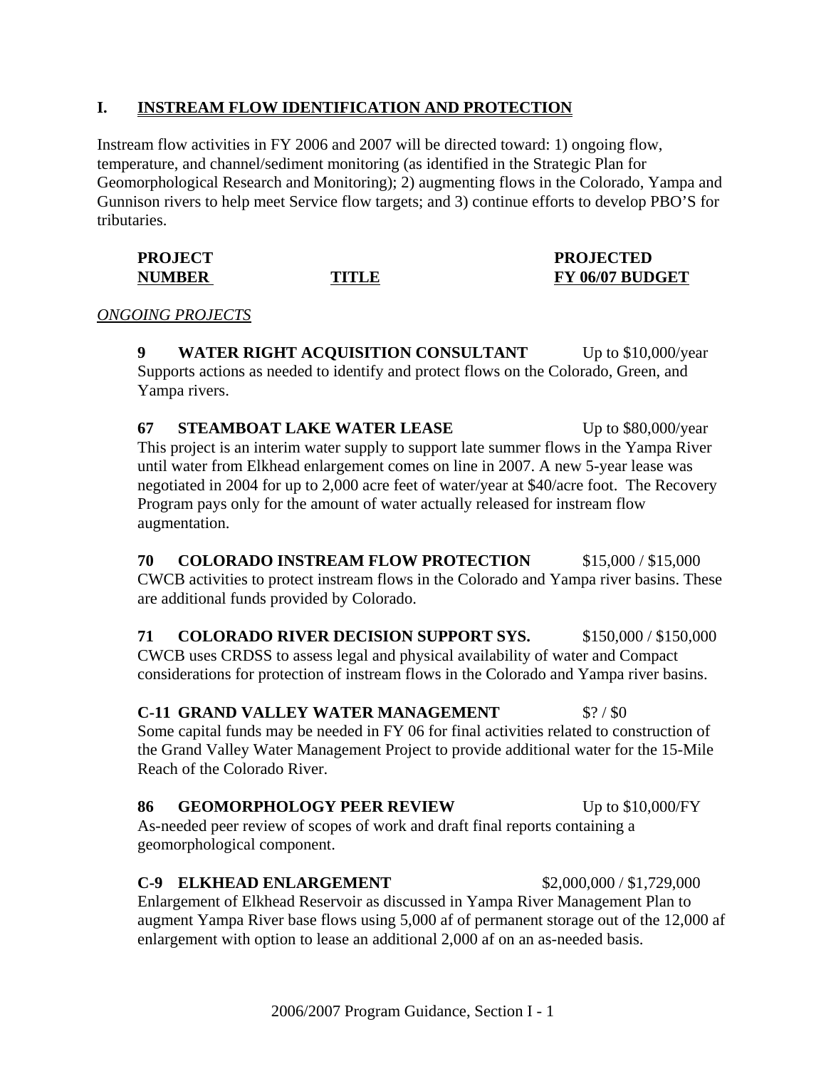## I. INSTREAM FLOW IDENTIFICATION AND PROTECTION

Instream flow activities in FY 2006 and 2007 will be directed toward: 1) ongoing flow, temperature, and channel/sediment monitoring (as identified in the Strategic Plan for Geomorphological Research and Monitoring); 2) augmenting flows in the Colorado, Yampa and Gunnison rivers to help meet Service flow targets; and 3) continue efforts to develop PBO'S for tributaries.

| PROJECT NUMBER | TITLE | PROJECTED FY 06/07 BUDGET |
|---|---|---|

*ONGOING PROJECTS*

**9 WATER RIGHT ACQUISITION CONSULTANT** Up to $10,000/year
Supports actions as needed to identify and protect flows on the Colorado, Green, and Yampa rivers.

**67 STEAMBOAT LAKE WATER LEASE** Up to $80,000/year
This project is an interim water supply to support late summer flows in the Yampa River until water from Elkhead enlargement comes on line in 2007. A new 5-year lease was negotiated in 2004 for up to 2,000 acre feet of water/year at $40/acre foot. The Recovery Program pays only for the amount of water actually released for instream flow augmentation.

**70 COLORADO INSTREAM FLOW PROTECTION** $15,000 / $15,000
CWCB activities to protect instream flows in the Colorado and Yampa river basins. These are additional funds provided by Colorado.

**71 COLORADO RIVER DECISION SUPPORT SYS.** $150,000 / $150,000
CWCB uses CRDSS to assess legal and physical availability of water and Compact considerations for protection of instream flows in the Colorado and Yampa river basins.

**C-11 GRAND VALLEY WATER MANAGEMENT** $? / $0
Some capital funds may be needed in FY 06 for final activities related to construction of the Grand Valley Water Management Project to provide additional water for the 15-Mile Reach of the Colorado River.

**86 GEOMORPHOLOGY PEER REVIEW** Up to $10,000/FY
As-needed peer review of scopes of work and draft final reports containing a geomorphological component.

**C-9 ELKHEAD ENLARGEMENT** $2,000,000 / $1,729,000
Enlargement of Elkhead Reservoir as discussed in Yampa River Management Plan to augment Yampa River base flows using 5,000 af of permanent storage out of the 12,000 af enlargement with option to lease an additional 2,000 af on an as-needed basis.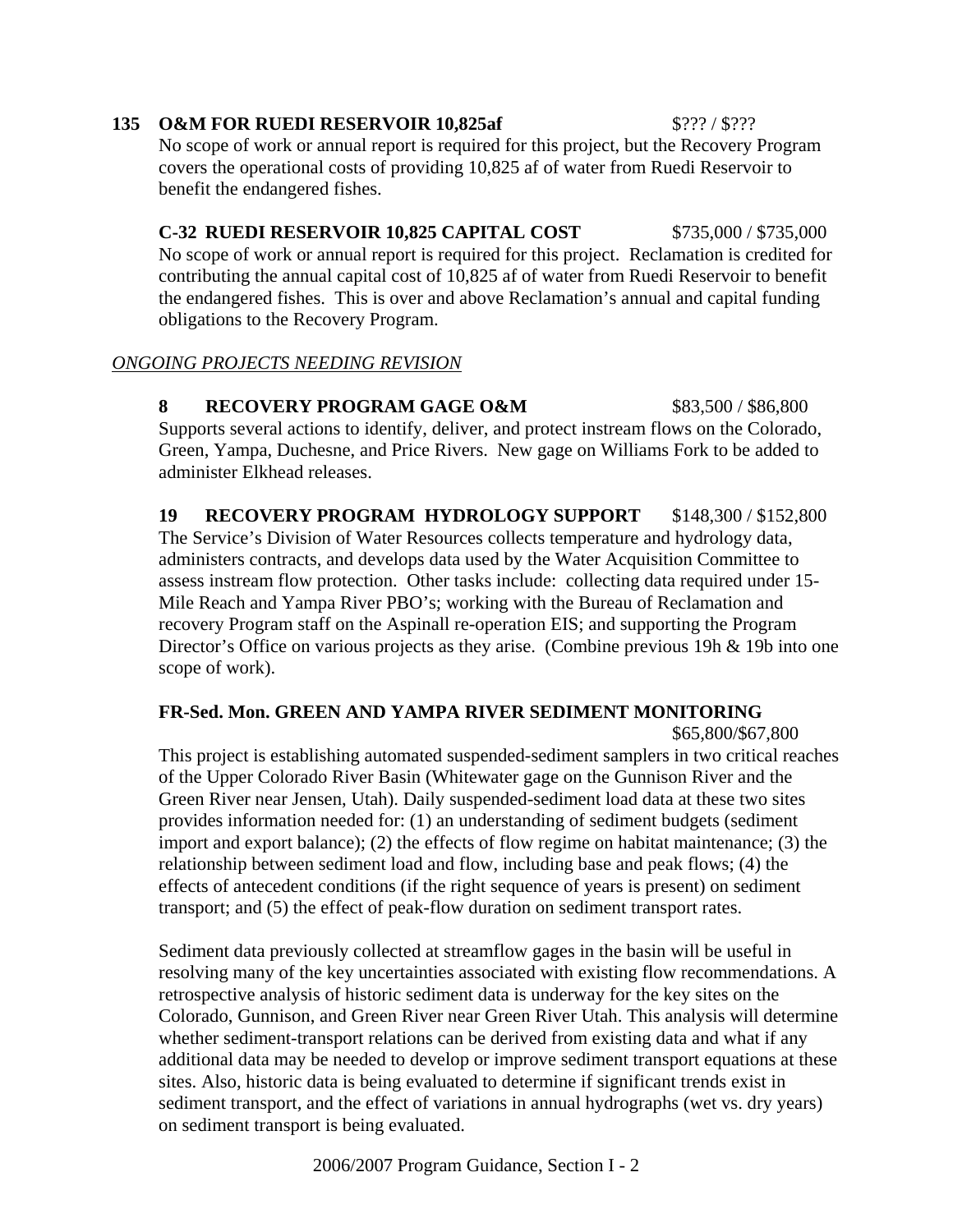**135 O&M FOR RUEDI RESERVOIR 10,825af** $??? / $???

No scope of work or annual report is required for this project, but the Recovery Program covers the operational costs of providing 10,825 af of water from Ruedi Reservoir to benefit the endangered fishes.

**C-32 RUEDI RESERVOIR 10,825 CAPITAL COST** $735,000 / $735,000

No scope of work or annual report is required for this project. Reclamation is credited for contributing the annual capital cost of 10,825 af of water from Ruedi Reservoir to benefit the endangered fishes. This is over and above Reclamation's annual and capital funding obligations to the Recovery Program.

*ONGOING PROJECTS NEEDING REVISION*

**8 RECOVERY PROGRAM GAGE O&M** $83,500 / $86,800

Supports several actions to identify, deliver, and protect instream flows on the Colorado, Green, Yampa, Duchesne, and Price Rivers. New gage on Williams Fork to be added to administer Elkhead releases.

**19 RECOVERY PROGRAM HYDROLOGY SUPPORT** $148,300 / $152,800

The Service's Division of Water Resources collects temperature and hydrology data, administers contracts, and develops data used by the Water Acquisition Committee to assess instream flow protection. Other tasks include: collecting data required under 15-Mile Reach and Yampa River PBO's; working with the Bureau of Reclamation and recovery Program staff on the Aspinall re-operation EIS; and supporting the Program Director's Office on various projects as they arise. (Combine previous 19h & 19b into one scope of work).

**FR-Sed. Mon. GREEN AND YAMPA RIVER SEDIMENT MONITORING** $65,800/$67,800

This project is establishing automated suspended-sediment samplers in two critical reaches of the Upper Colorado River Basin (Whitewater gage on the Gunnison River and the Green River near Jensen, Utah). Daily suspended-sediment load data at these two sites provides information needed for: (1) an understanding of sediment budgets (sediment import and export balance); (2) the effects of flow regime on habitat maintenance; (3) the relationship between sediment load and flow, including base and peak flows; (4) the effects of antecedent conditions (if the right sequence of years is present) on sediment transport; and (5) the effect of peak-flow duration on sediment transport rates.

Sediment data previously collected at streamflow gages in the basin will be useful in resolving many of the key uncertainties associated with existing flow recommendations. A retrospective analysis of historic sediment data is underway for the key sites on the Colorado, Gunnison, and Green River near Green River Utah. This analysis will determine whether sediment-transport relations can be derived from existing data and what if any additional data may be needed to develop or improve sediment transport equations at these sites. Also, historic data is being evaluated to determine if significant trends exist in sediment transport, and the effect of variations in annual hydrographs (wet vs. dry years) on sediment transport is being evaluated.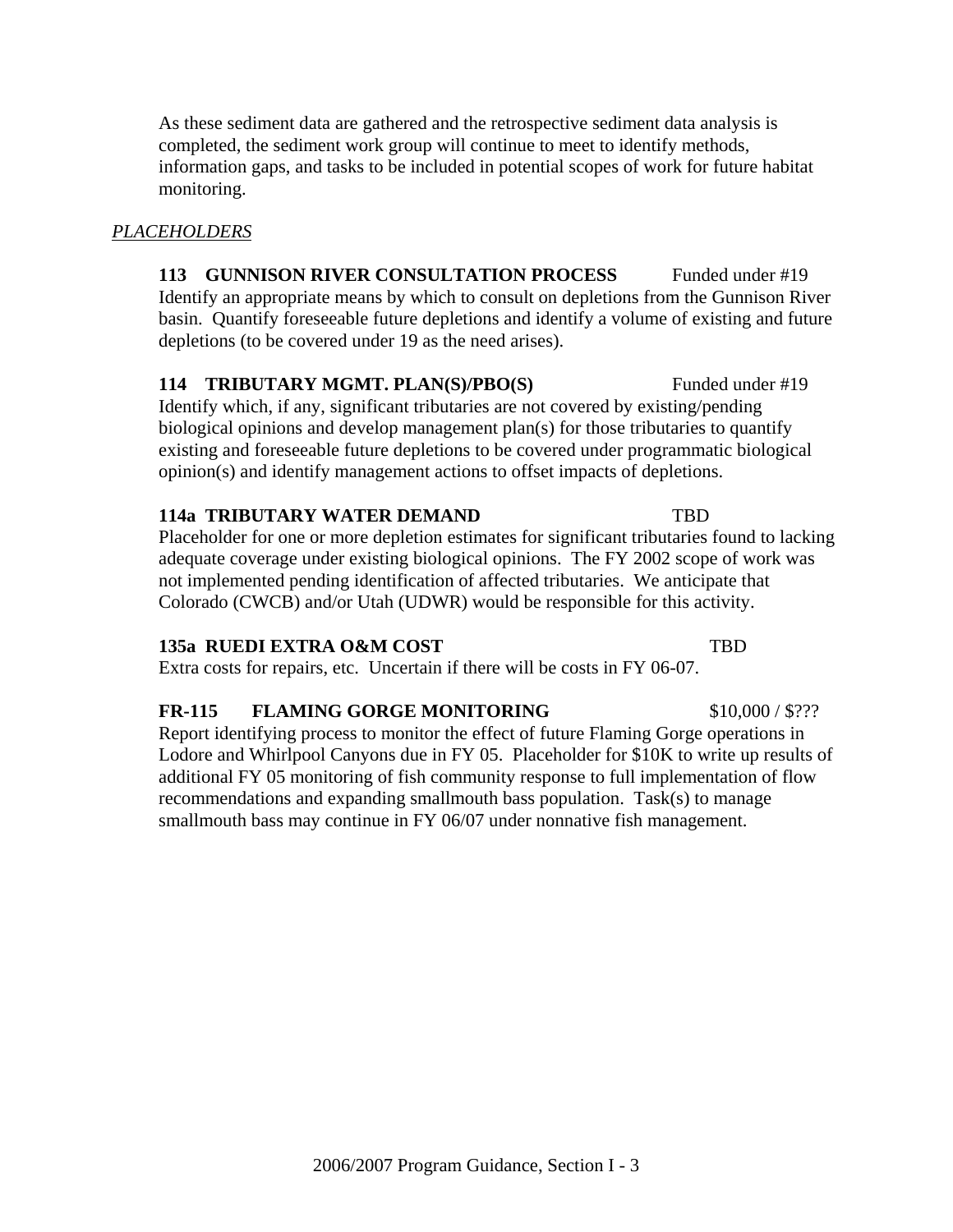As these sediment data are gathered and the retrospective sediment data analysis is completed, the sediment work group will continue to meet to identify methods, information gaps, and tasks to be included in potential scopes of work for future habitat monitoring.

*PLACEHOLDERS*

**113 GUNNISON RIVER CONSULTATION PROCESS** Funded under #19

Identify an appropriate means by which to consult on depletions from the Gunnison River basin. Quantify foreseeable future depletions and identify a volume of existing and future depletions (to be covered under 19 as the need arises).

**114 TRIBUTARY MGMT. PLAN(S)/PBO(S)** Funded under #19

Identify which, if any, significant tributaries are not covered by existing/pending biological opinions and develop management plan(s) for those tributaries to quantify existing and foreseeable future depletions to be covered under programmatic biological opinion(s) and identify management actions to offset impacts of depletions.

**114a TRIBUTARY WATER DEMAND** TBD

Placeholder for one or more depletion estimates for significant tributaries found to lacking adequate coverage under existing biological opinions. The FY 2002 scope of work was not implemented pending identification of affected tributaries. We anticipate that Colorado (CWCB) and/or Utah (UDWR) would be responsible for this activity.

**135a RUEDI EXTRA O&M COST** TBD

Extra costs for repairs, etc. Uncertain if there will be costs in FY 06-07.

**FR-115 FLAMING GORGE MONITORING** $10,000 / $???

Report identifying process to monitor the effect of future Flaming Gorge operations in Lodore and Whirlpool Canyons due in FY 05. Placeholder for $10K to write up results of additional FY 05 monitoring of fish community response to full implementation of flow recommendations and expanding smallmouth bass population. Task(s) to manage smallmouth bass may continue in FY 06/07 under nonnative fish management.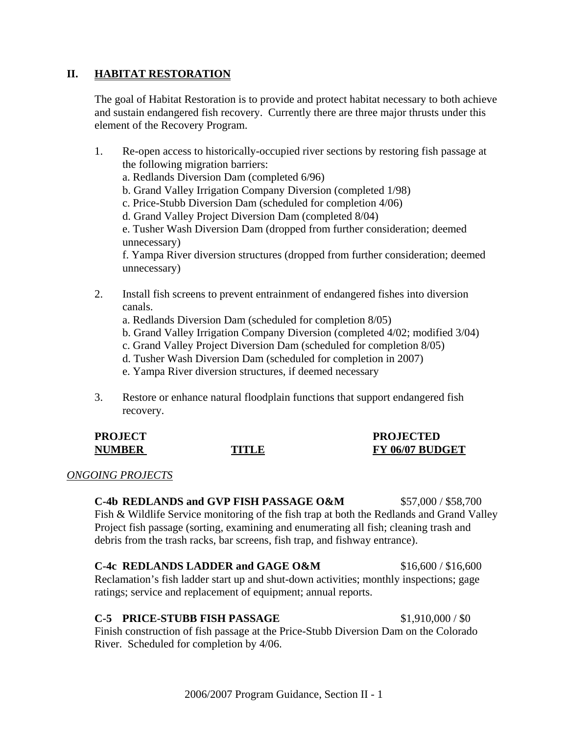## II. HABITAT RESTORATION

The goal of Habitat Restoration is to provide and protect habitat necessary to both achieve and sustain endangered fish recovery. Currently there are three major thrusts under this element of the Recovery Program.

1. Re-open access to historically-occupied river sections by restoring fish passage at the following migration barriers:
   a. Redlands Diversion Dam (completed 6/96)
   b. Grand Valley Irrigation Company Diversion (completed 1/98)
   c. Price-Stubb Diversion Dam (scheduled for completion 4/06)
   d. Grand Valley Project Diversion Dam (completed 8/04)
   e. Tusher Wash Diversion Dam (dropped from further consideration; deemed unnecessary)
   f. Yampa River diversion structures (dropped from further consideration; deemed unnecessary)

2. Install fish screens to prevent entrainment of endangered fishes into diversion canals.
   a. Redlands Diversion Dam (scheduled for completion 8/05)
   b. Grand Valley Irrigation Company Diversion (completed 4/02; modified 3/04)
   c. Grand Valley Project Diversion Dam (scheduled for completion 8/05)
   d. Tusher Wash Diversion Dam (scheduled for completion in 2007)
   e. Yampa River diversion structures, if deemed necessary

3. Restore or enhance natural floodplain functions that support endangered fish recovery.

| PROJECT NUMBER | TITLE | PROJECTED FY 06/07 BUDGET |
|---|---|---|

*ONGOING PROJECTS*

**C-4b REDLANDS and GVP FISH PASSAGE O&M** $57,000 / $58,700
Fish & Wildlife Service monitoring of the fish trap at both the Redlands and Grand Valley Project fish passage (sorting, examining and enumerating all fish; cleaning trash and debris from the trash racks, bar screens, fish trap, and fishway entrance).

**C-4c REDLANDS LADDER and GAGE O&M** $16,600 / $16,600
Reclamation's fish ladder start up and shut-down activities; monthly inspections; gage ratings; service and replacement of equipment; annual reports.

**C-5 PRICE-STUBB FISH PASSAGE** $1,910,000 / $0
Finish construction of fish passage at the Price-Stubb Diversion Dam on the Colorado River. Scheduled for completion by 4/06.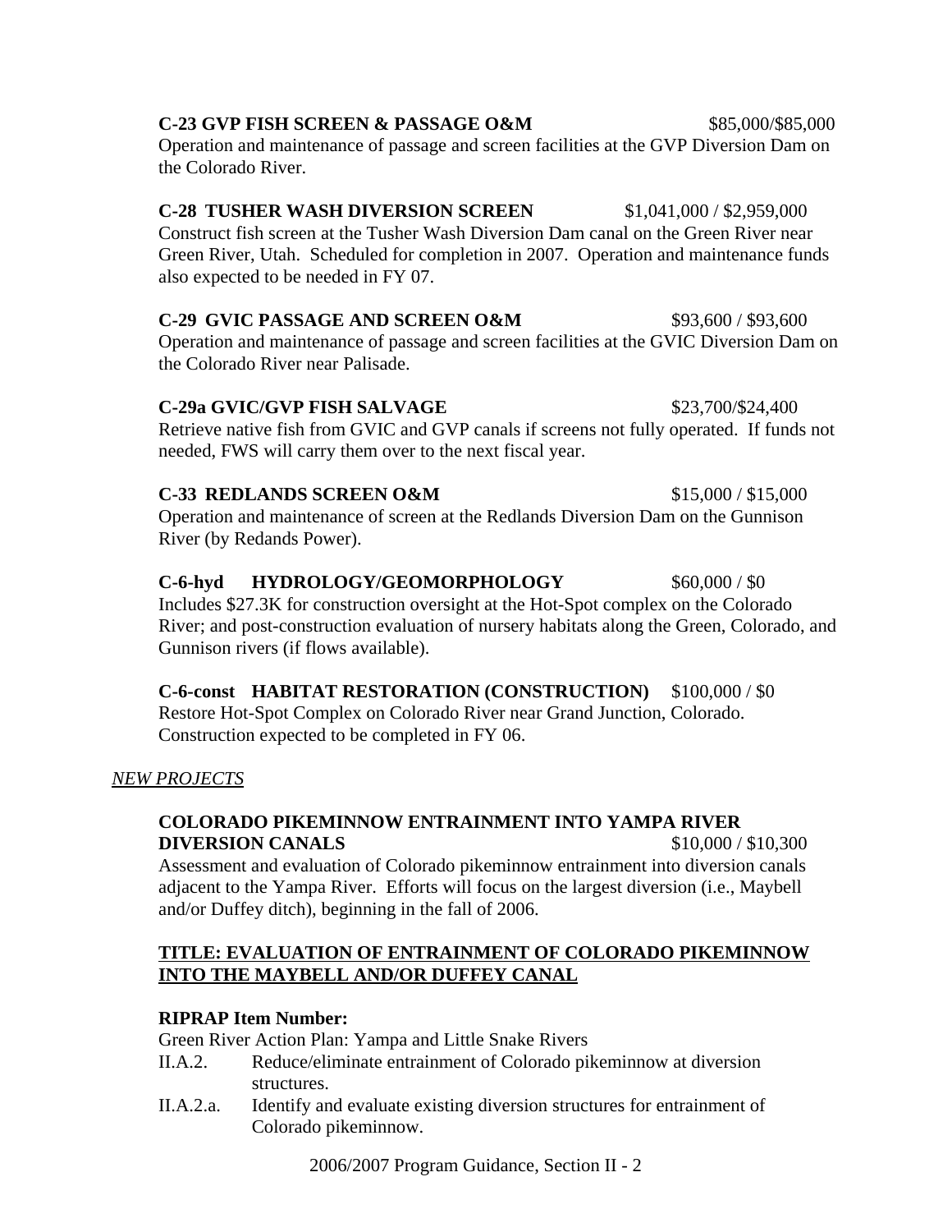**C-23 GVP FISH SCREEN & PASSAGE O&M** $85,000/$85,000

Operation and maintenance of passage and screen facilities at the GVP Diversion Dam on the Colorado River.

**C-28 TUSHER WASH DIVERSION SCREEN** $1,041,000 / $2,959,000

Construct fish screen at the Tusher Wash Diversion Dam canal on the Green River near Green River, Utah. Scheduled for completion in 2007. Operation and maintenance funds also expected to be needed in FY 07.

**C-29 GVIC PASSAGE AND SCREEN O&M** $93,600 / $93,600

Operation and maintenance of passage and screen facilities at the GVIC Diversion Dam on the Colorado River near Palisade.

**C-29a GVIC/GVP FISH SALVAGE** $23,700/$24,400

Retrieve native fish from GVIC and GVP canals if screens not fully operated. If funds not needed, FWS will carry them over to the next fiscal year.

**C-33 REDLANDS SCREEN O&M** $15,000 / $15,000

Operation and maintenance of screen at the Redlands Diversion Dam on the Gunnison River (by Redands Power).

**C-6-hyd HYDROLOGY/GEOMORPHOLOGY** $60,000 / $0

Includes $27.3K for construction oversight at the Hot-Spot complex on the Colorado River; and post-construction evaluation of nursery habitats along the Green, Colorado, and Gunnison rivers (if flows available).

**C-6-const HABITAT RESTORATION (CONSTRUCTION)** $100,000 / $0

Restore Hot-Spot Complex on Colorado River near Grand Junction, Colorado. Construction expected to be completed in FY 06.

*NEW PROJECTS*

**COLORADO PIKEMINNOW ENTRAINMENT INTO YAMPA RIVER DIVERSION CANALS** $10,000 / $10,300

Assessment and evaluation of Colorado pikeminnow entrainment into diversion canals adjacent to the Yampa River. Efforts will focus on the largest diversion (i.e., Maybell and/or Duffey ditch), beginning in the fall of 2006.

**TITLE: EVALUATION OF ENTRAINMENT OF COLORADO PIKEMINNOW INTO THE MAYBELL AND/OR DUFFEY CANAL**

**RIPRAP Item Number:**

Green River Action Plan: Yampa and Little Snake Rivers

- II.A.2. Reduce/eliminate entrainment of Colorado pikeminnow at diversion structures.
- II.A.2.a. Identify and evaluate existing diversion structures for entrainment of Colorado pikeminnow.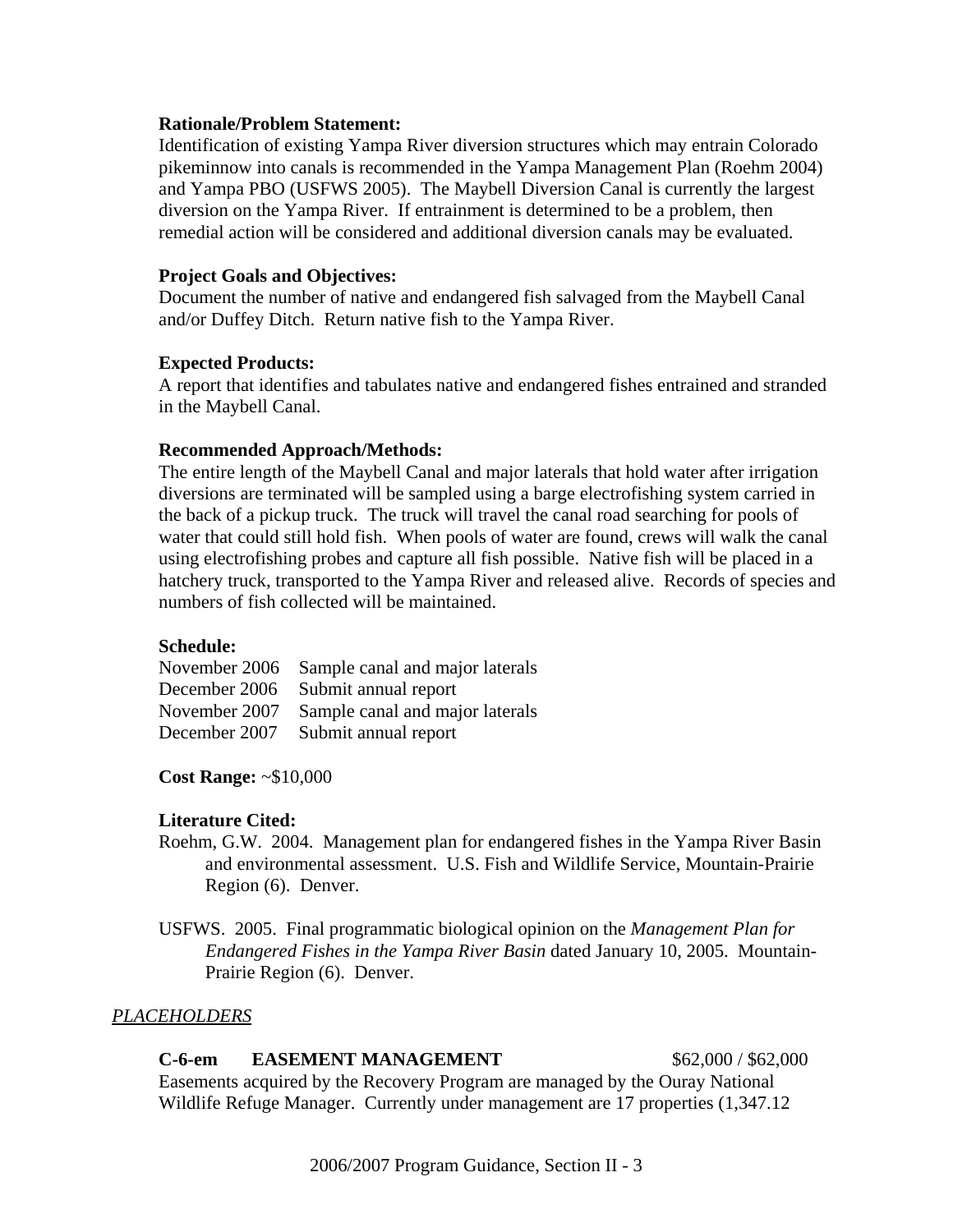**Rationale/Problem Statement:**
Identification of existing Yampa River diversion structures which may entrain Colorado pikeminnow into canals is recommended in the Yampa Management Plan (Roehm 2004) and Yampa PBO (USFWS 2005). The Maybell Diversion Canal is currently the largest diversion on the Yampa River. If entrainment is determined to be a problem, then remedial action will be considered and additional diversion canals may be evaluated.

**Project Goals and Objectives:**
Document the number of native and endangered fish salvaged from the Maybell Canal and/or Duffey Ditch. Return native fish to the Yampa River.

**Expected Products:**
A report that identifies and tabulates native and endangered fishes entrained and stranded in the Maybell Canal.

**Recommended Approach/Methods:**
The entire length of the Maybell Canal and major laterals that hold water after irrigation diversions are terminated will be sampled using a barge electrofishing system carried in the back of a pickup truck. The truck will travel the canal road searching for pools of water that could still hold fish. When pools of water are found, crews will walk the canal using electrofishing probes and capture all fish possible. Native fish will be placed in a hatchery truck, transported to the Yampa River and released alive. Records of species and numbers of fish collected will be maintained.

**Schedule:**

| | |
|---|---|
| November 2006 | Sample canal and major laterals |
| December 2006 | Submit annual report |
| November 2007 | Sample canal and major laterals |
| December 2007 | Submit annual report |

**Cost Range:** ~$10,000

**Literature Cited:**

Roehm, G.W. 2004. Management plan for endangered fishes in the Yampa River Basin and environmental assessment. U.S. Fish and Wildlife Service, Mountain-Prairie Region (6). Denver.

USFWS. 2005. Final programmatic biological opinion on the *Management Plan for Endangered Fishes in the Yampa River Basin* dated January 10, 2005. Mountain-Prairie Region (6). Denver.

*PLACEHOLDERS*

**C-6-em EASEMENT MANAGEMENT** $62,000 / $62,000

Easements acquired by the Recovery Program are managed by the Ouray National Wildlife Refuge Manager. Currently under management are 17 properties (1,347.12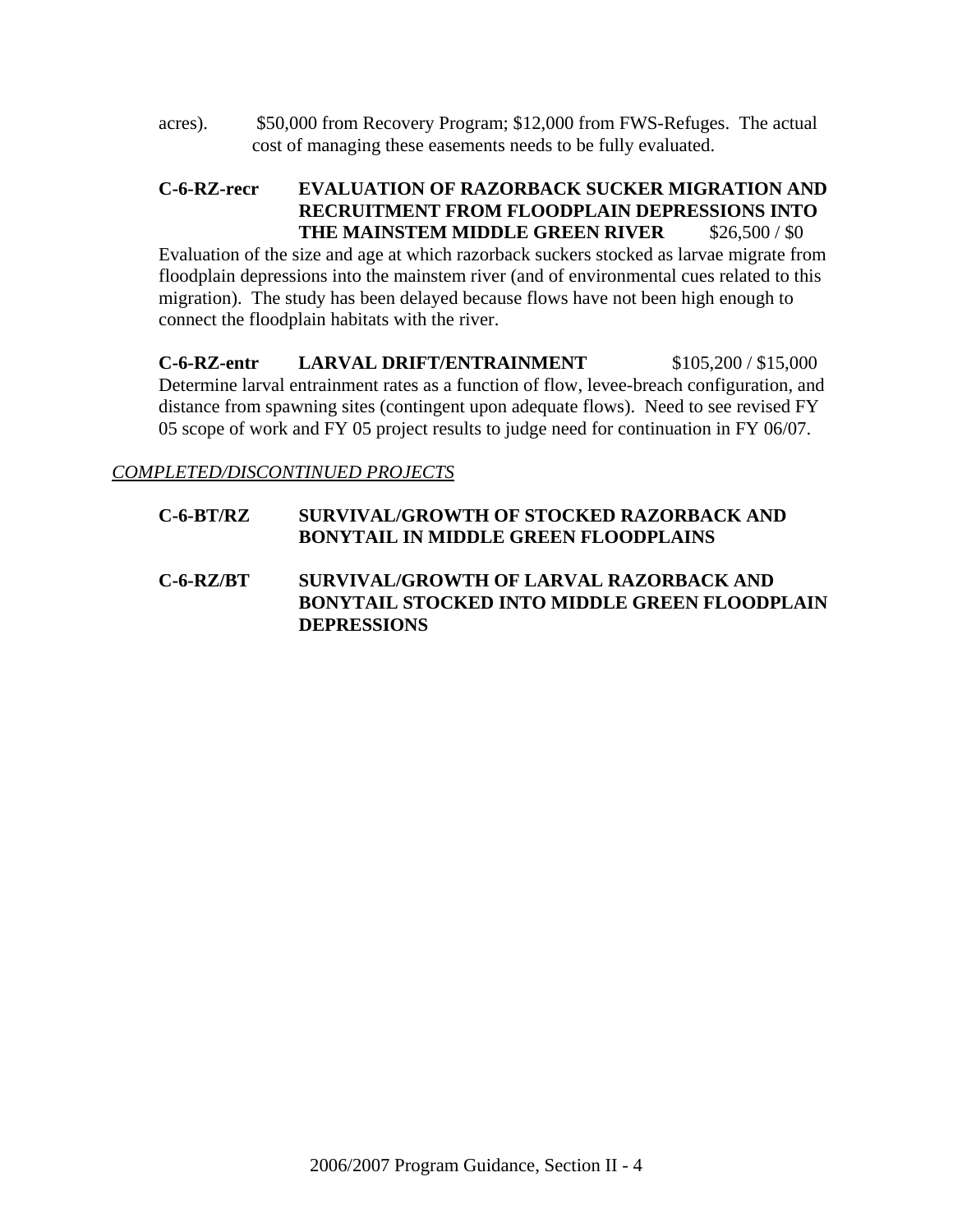acres). $50,000 from Recovery Program; $12,000 from FWS-Refuges. The actual cost of managing these easements needs to be fully evaluated.

**C-6-RZ-recr EVALUATION OF RAZORBACK SUCKER MIGRATION AND RECRUITMENT FROM FLOODPLAIN DEPRESSIONS INTO THE MAINSTEM MIDDLE GREEN RIVER** $26,500 / $0

Evaluation of the size and age at which razorback suckers stocked as larvae migrate from floodplain depressions into the mainstem river (and of environmental cues related to this migration). The study has been delayed because flows have not been high enough to connect the floodplain habitats with the river.

**C-6-RZ-entr LARVAL DRIFT/ENTRAINMENT** $105,200 / $15,000

Determine larval entrainment rates as a function of flow, levee-breach configuration, and distance from spawning sites (contingent upon adequate flows). Need to see revised FY 05 scope of work and FY 05 project results to judge need for continuation in FY 06/07.

*COMPLETED/DISCONTINUED PROJECTS*

**C-6-BT/RZ SURVIVAL/GROWTH OF STOCKED RAZORBACK AND BONYTAIL IN MIDDLE GREEN FLOODPLAINS**

**C-6-RZ/BT SURVIVAL/GROWTH OF LARVAL RAZORBACK AND BONYTAIL STOCKED INTO MIDDLE GREEN FLOODPLAIN DEPRESSIONS**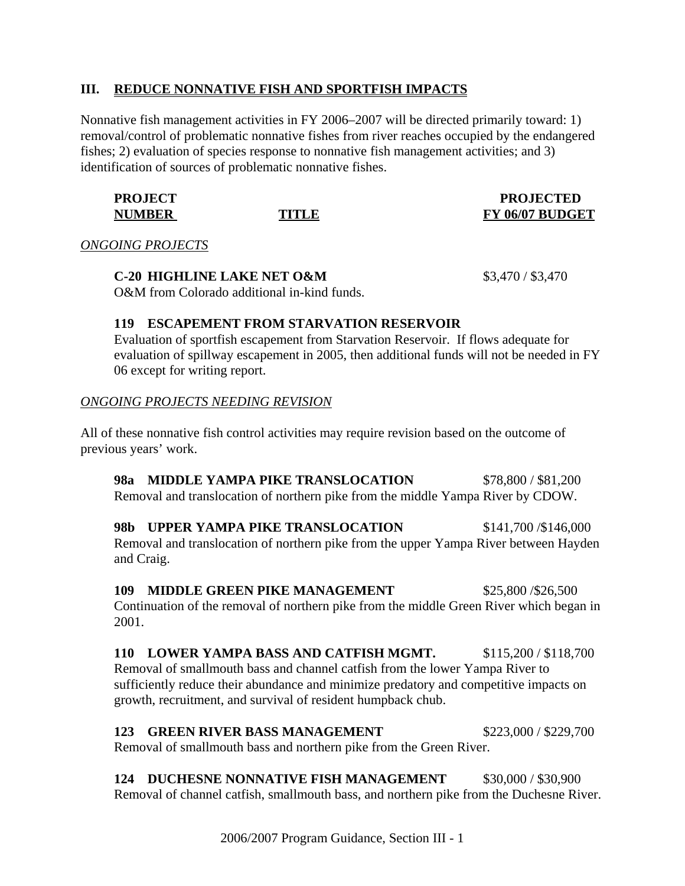## III. REDUCE NONNATIVE FISH AND SPORTFISH IMPACTS

Nonnative fish management activities in FY 2006–2007 will be directed primarily toward: 1) removal/control of problematic nonnative fishes from river reaches occupied by the endangered fishes; 2) evaluation of species response to nonnative fish management activities; and 3) identification of sources of problematic nonnative fishes.

| PROJECT NUMBER | TITLE | PROJECTED FY 06/07 BUDGET |
|---|---|---|

*ONGOING PROJECTS*

**C-20 HIGHLINE LAKE NET O&M** $3,470 / $3,470
O&M from Colorado additional in-kind funds.

**119 ESCAPEMENT FROM STARVATION RESERVOIR**
Evaluation of sportfish escapement from Starvation Reservoir. If flows adequate for evaluation of spillway escapement in 2005, then additional funds will not be needed in FY 06 except for writing report.

*ONGOING PROJECTS NEEDING REVISION*

All of these nonnative fish control activities may require revision based on the outcome of previous years' work.

**98a MIDDLE YAMPA PIKE TRANSLOCATION** $78,800 / $81,200
Removal and translocation of northern pike from the middle Yampa River by CDOW.

**98b UPPER YAMPA PIKE TRANSLOCATION** $141,700 /$146,000
Removal and translocation of northern pike from the upper Yampa River between Hayden and Craig.

**109 MIDDLE GREEN PIKE MANAGEMENT** $25,800 /$26,500
Continuation of the removal of northern pike from the middle Green River which began in 2001.

**110 LOWER YAMPA BASS AND CATFISH MGMT.** $115,200 / $118,700
Removal of smallmouth bass and channel catfish from the lower Yampa River to sufficiently reduce their abundance and minimize predatory and competitive impacts on growth, recruitment, and survival of resident humpback chub.

**123 GREEN RIVER BASS MANAGEMENT** $223,000 / $229,700
Removal of smallmouth bass and northern pike from the Green River.

**124 DUCHESNE NONNATIVE FISH MANAGEMENT** $30,000 / $30,900
Removal of channel catfish, smallmouth bass, and northern pike from the Duchesne River.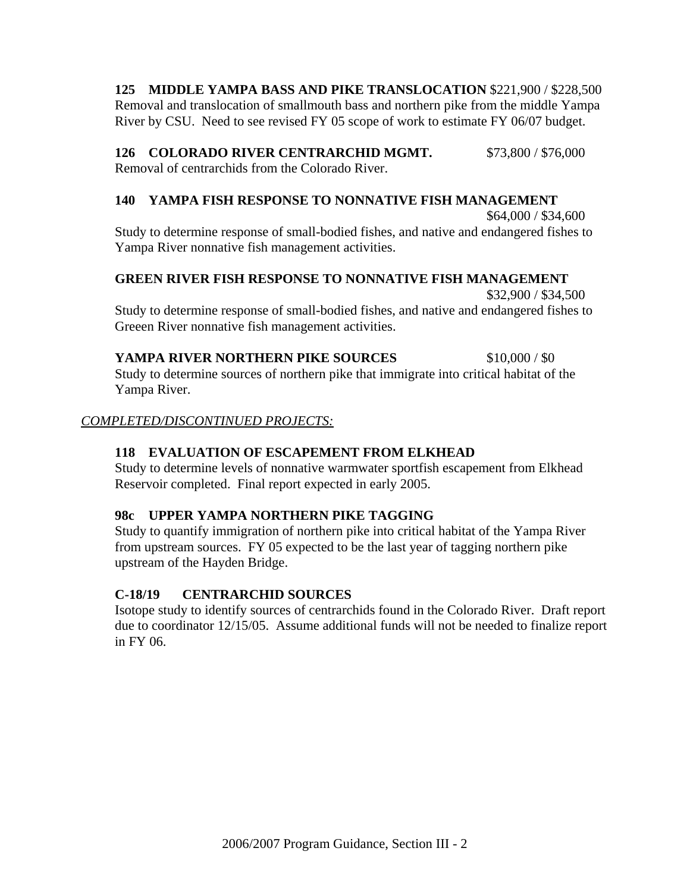**125 MIDDLE YAMPA BASS AND PIKE TRANSLOCATION** $221,900 / $228,500
Removal and translocation of smallmouth bass and northern pike from the middle Yampa River by CSU. Need to see revised FY 05 scope of work to estimate FY 06/07 budget.

**126 COLORADO RIVER CENTRARCHID MGMT.** $73,800 / $76,000
Removal of centrarchids from the Colorado River.

**140 YAMPA FISH RESPONSE TO NONNATIVE FISH MANAGEMENT**
$64,000 / $34,600
Study to determine response of small-bodied fishes, and native and endangered fishes to Yampa River nonnative fish management activities.

**GREEN RIVER FISH RESPONSE TO NONNATIVE FISH MANAGEMENT**
$32,900 / $34,500
Study to determine response of small-bodied fishes, and native and endangered fishes to Greeen River nonnative fish management activities.

**YAMPA RIVER NORTHERN PIKE SOURCES** $10,000 / $0
Study to determine sources of northern pike that immigrate into critical habitat of the Yampa River.

*COMPLETED/DISCONTINUED PROJECTS:*

**118 EVALUATION OF ESCAPEMENT FROM ELKHEAD**
Study to determine levels of nonnative warmwater sportfish escapement from Elkhead Reservoir completed. Final report expected in early 2005.

**98c UPPER YAMPA NORTHERN PIKE TAGGING**
Study to quantify immigration of northern pike into critical habitat of the Yampa River from upstream sources. FY 05 expected to be the last year of tagging northern pike upstream of the Hayden Bridge.

**C-18/19 CENTRARCHID SOURCES**
Isotope study to identify sources of centrarchids found in the Colorado River. Draft report due to coordinator 12/15/05. Assume additional funds will not be needed to finalize report in FY 06.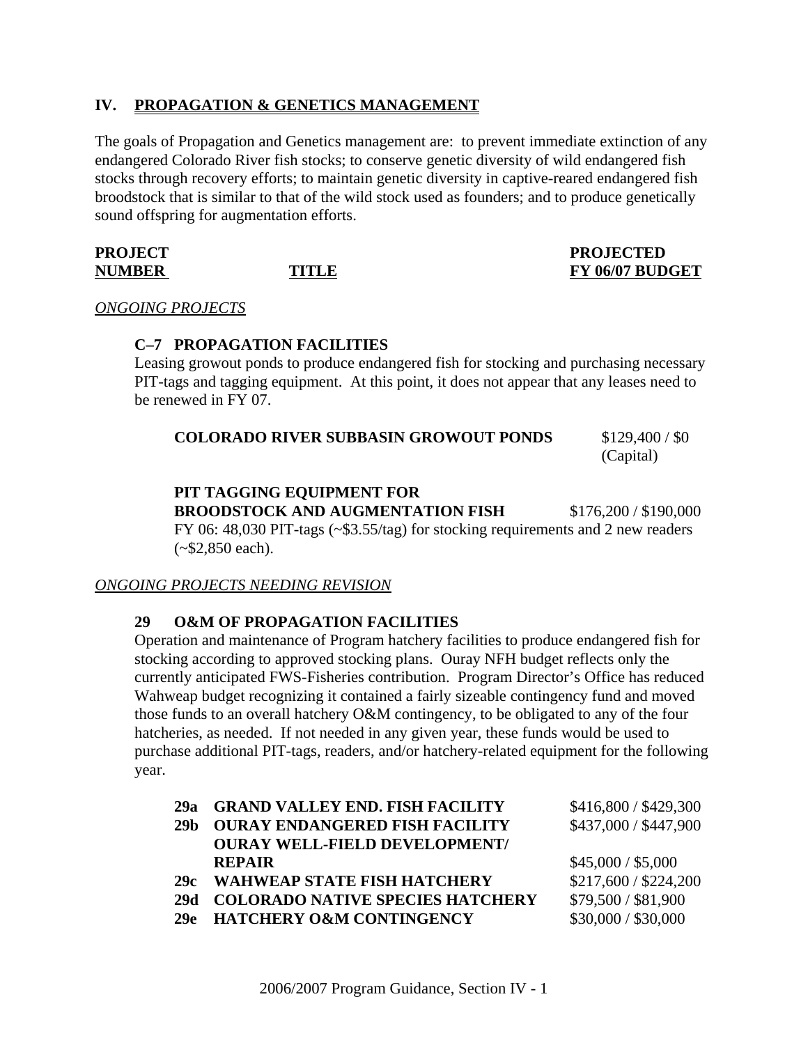## IV. PROPAGATION & GENETICS MANAGEMENT

The goals of Propagation and Genetics management are: to prevent immediate extinction of any endangered Colorado River fish stocks; to conserve genetic diversity of wild endangered fish stocks through recovery efforts; to maintain genetic diversity in captive-reared endangered fish broodstock that is similar to that of the wild stock used as founders; and to produce genetically sound offspring for augmentation efforts.

| PROJECT NUMBER | TITLE | PROJECTED FY 06/07 BUDGET |
|---|---|---|

*ONGOING PROJECTS*

**C–7 PROPAGATION FACILITIES**

Leasing growout ponds to produce endangered fish for stocking and purchasing necessary PIT-tags and tagging equipment. At this point, it does not appear that any leases need to be renewed in FY 07.

**COLORADO RIVER SUBBASIN GROWOUT PONDS** — $129,400 / $0 (Capital)

**PIT TAGGING EQUIPMENT FOR BROODSTOCK AND AUGMENTATION FISH** — $176,200 / $190,000

FY 06: 48,030 PIT-tags (~$3.55/tag) for stocking requirements and 2 new readers (~$2,850 each).

*ONGOING PROJECTS NEEDING REVISION*

**29 O&M OF PROPAGATION FACILITIES**

Operation and maintenance of Program hatchery facilities to produce endangered fish for stocking according to approved stocking plans. Ouray NFH budget reflects only the currently anticipated FWS-Fisheries contribution. Program Director's Office has reduced Wahweap budget recognizing it contained a fairly sizeable contingency fund and moved those funds to an overall hatchery O&M contingency, to be obligated to any of the four hatcheries, as needed. If not needed in any given year, these funds would be used to purchase additional PIT-tags, readers, and/or hatchery-related equipment for the following year.

| | | |
|---|---|---|
| **29a** | **GRAND VALLEY END. FISH FACILITY** | $416,800 / $429,300 |
| **29b** | **OURAY ENDANGERED FISH FACILITY** | $437,000 / $447,900 |
| | **OURAY WELL-FIELD DEVELOPMENT/ REPAIR** | $45,000 / $5,000 |
| **29c** | **WAHWEAP STATE FISH HATCHERY** | $217,600 / $224,200 |
| **29d** | **COLORADO NATIVE SPECIES HATCHERY** | $79,500 / $81,900 |
| **29e** | **HATCHERY O&M CONTINGENCY** | $30,000 / $30,000 |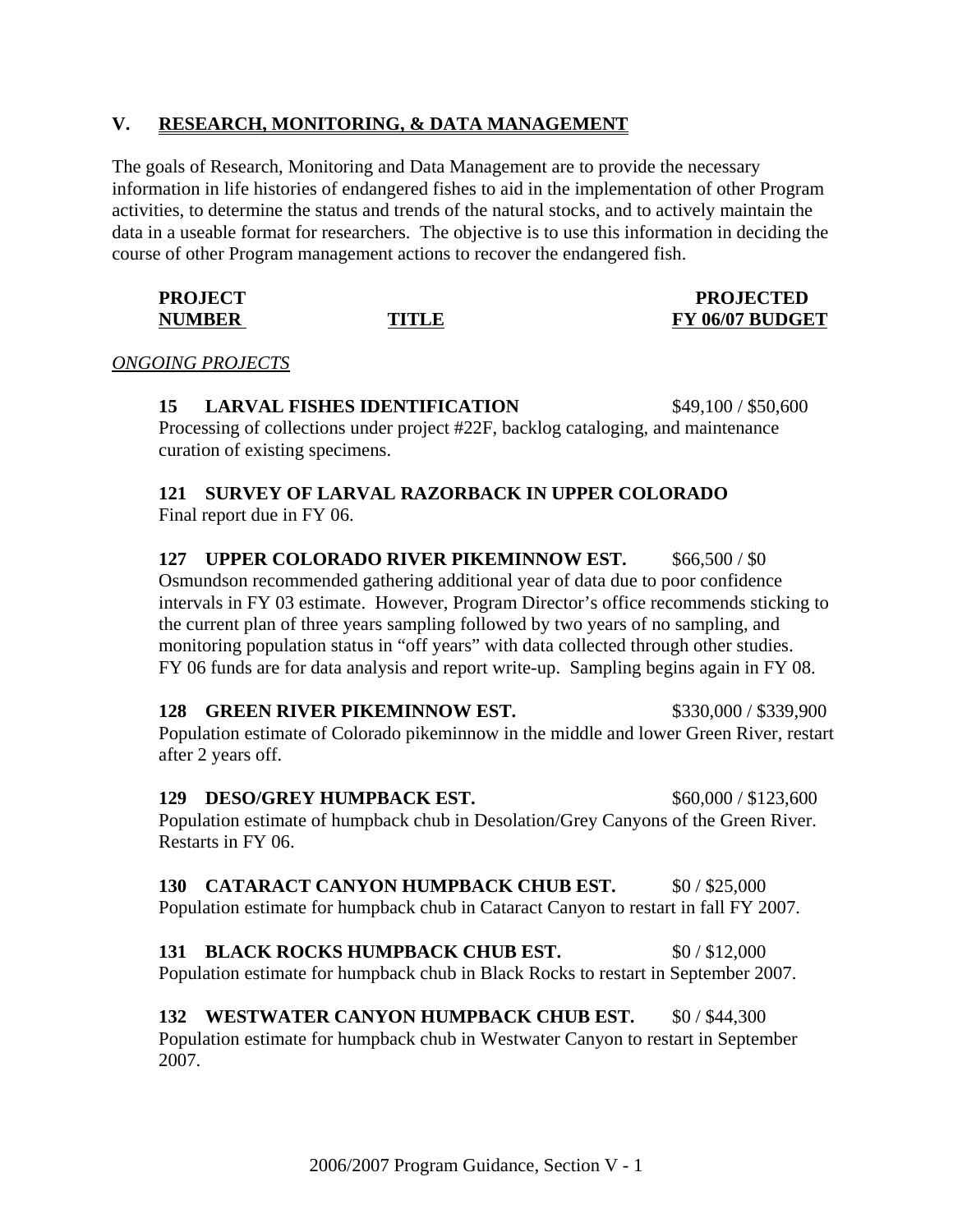## V. RESEARCH, MONITORING, & DATA MANAGEMENT

The goals of Research, Monitoring and Data Management are to provide the necessary information in life histories of endangered fishes to aid in the implementation of other Program activities, to determine the status and trends of the natural stocks, and to actively maintain the data in a useable format for researchers. The objective is to use this information in deciding the course of other Program management actions to recover the endangered fish.

| PROJECT NUMBER | TITLE | PROJECTED FY 06/07 BUDGET |
|---|---|---|

*ONGOING PROJECTS*

**15 LARVAL FISHES IDENTIFICATION** $49,100 / $50,600
Processing of collections under project #22F, backlog cataloging, and maintenance curation of existing specimens.

**121 SURVEY OF LARVAL RAZORBACK IN UPPER COLORADO**
Final report due in FY 06.

**127 UPPER COLORADO RIVER PIKEMINNOW EST.** $66,500 / $0
Osmundson recommended gathering additional year of data due to poor confidence intervals in FY 03 estimate. However, Program Director's office recommends sticking to the current plan of three years sampling followed by two years of no sampling, and monitoring population status in "off years" with data collected through other studies. FY 06 funds are for data analysis and report write-up. Sampling begins again in FY 08.

**128 GREEN RIVER PIKEMINNOW EST.** $330,000 / $339,900
Population estimate of Colorado pikeminnow in the middle and lower Green River, restart after 2 years off.

**129 DESO/GREY HUMPBACK EST.** $60,000 / $123,600
Population estimate of humpback chub in Desolation/Grey Canyons of the Green River. Restarts in FY 06.

**130 CATARACT CANYON HUMPBACK CHUB EST.** $0 / $25,000
Population estimate for humpback chub in Cataract Canyon to restart in fall FY 2007.

**131 BLACK ROCKS HUMPBACK CHUB EST.** $0 / $12,000
Population estimate for humpback chub in Black Rocks to restart in September 2007.

**132 WESTWATER CANYON HUMPBACK CHUB EST.** $0 / $44,300
Population estimate for humpback chub in Westwater Canyon to restart in September 2007.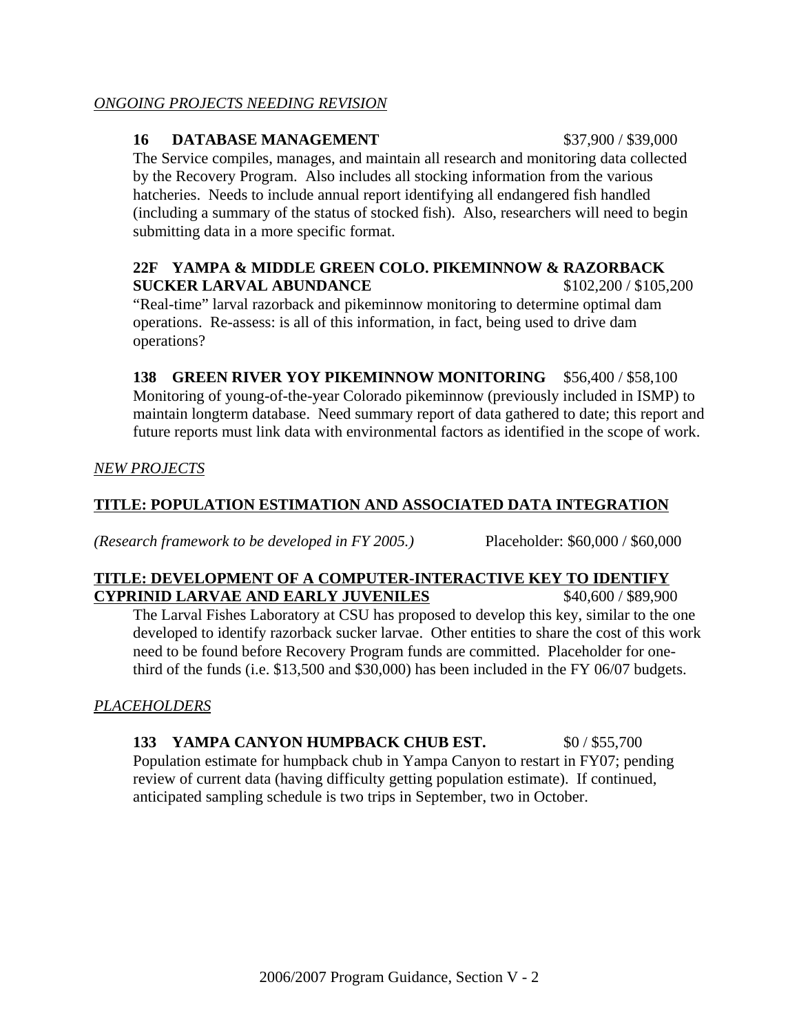*ONGOING PROJECTS NEEDING REVISION*

**16 DATABASE MANAGEMENT** $37,900 / $39,000

The Service compiles, manages, and maintain all research and monitoring data collected by the Recovery Program. Also includes all stocking information from the various hatcheries. Needs to include annual report identifying all endangered fish handled (including a summary of the status of stocked fish). Also, researchers will need to begin submitting data in a more specific format.

**22F YAMPA & MIDDLE GREEN COLO. PIKEMINNOW & RAZORBACK SUCKER LARVAL ABUNDANCE** $102,200 / $105,200

"Real-time" larval razorback and pikeminnow monitoring to determine optimal dam operations. Re-assess: is all of this information, in fact, being used to drive dam operations?

**138 GREEN RIVER YOY PIKEMINNOW MONITORING** $56,400 / $58,100

Monitoring of young-of-the-year Colorado pikeminnow (previously included in ISMP) to maintain longterm database. Need summary report of data gathered to date; this report and future reports must link data with environmental factors as identified in the scope of work.

*NEW PROJECTS*

**TITLE: POPULATION ESTIMATION AND ASSOCIATED DATA INTEGRATION**

*(Research framework to be developed in FY 2005.)* Placeholder: $60,000 / $60,000

**TITLE: DEVELOPMENT OF A COMPUTER-INTERACTIVE KEY TO IDENTIFY CYPRINID LARVAE AND EARLY JUVENILES** $40,600 / $89,900

The Larval Fishes Laboratory at CSU has proposed to develop this key, similar to the one developed to identify razorback sucker larvae. Other entities to share the cost of this work need to be found before Recovery Program funds are committed. Placeholder for one-third of the funds (i.e. $13,500 and $30,000) has been included in the FY 06/07 budgets.

*PLACEHOLDERS*

**133 YAMPA CANYON HUMPBACK CHUB EST.** $0 / $55,700

Population estimate for humpback chub in Yampa Canyon to restart in FY07; pending review of current data (having difficulty getting population estimate). If continued, anticipated sampling schedule is two trips in September, two in October.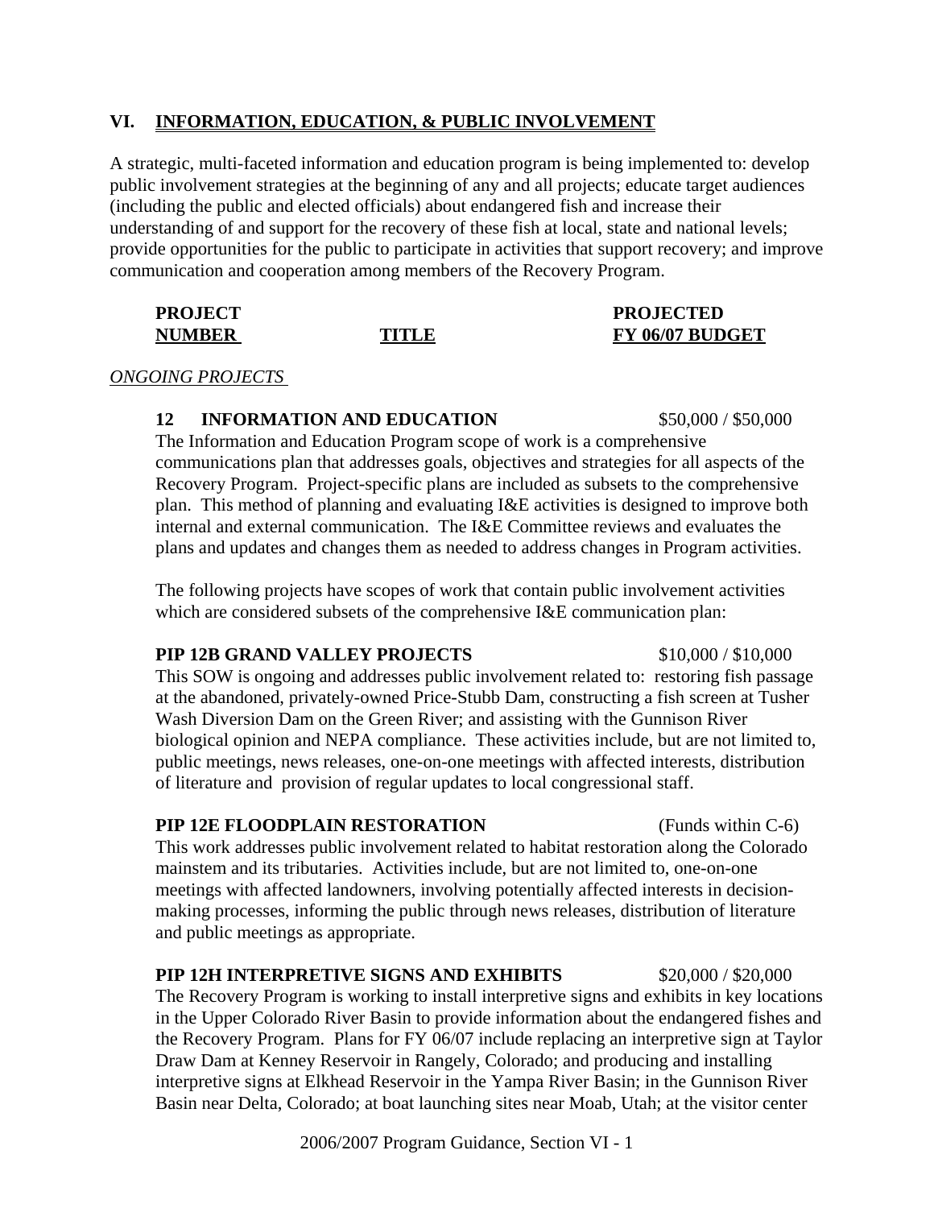## VI. INFORMATION, EDUCATION, & PUBLIC INVOLVEMENT

A strategic, multi-faceted information and education program is being implemented to: develop public involvement strategies at the beginning of any and all projects; educate target audiences (including the public and elected officials) about endangered fish and increase their understanding of and support for the recovery of these fish at local, state and national levels; provide opportunities for the public to participate in activities that support recovery; and improve communication and cooperation among members of the Recovery Program.

| PROJECT NUMBER | TITLE | PROJECTED FY 06/07 BUDGET |
|---|---|---|

*ONGOING PROJECTS*

**12 INFORMATION AND EDUCATION** $50,000 / $50,000

The Information and Education Program scope of work is a comprehensive communications plan that addresses goals, objectives and strategies for all aspects of the Recovery Program. Project-specific plans are included as subsets to the comprehensive plan. This method of planning and evaluating I&E activities is designed to improve both internal and external communication. The I&E Committee reviews and evaluates the plans and updates and changes them as needed to address changes in Program activities.

The following projects have scopes of work that contain public involvement activities which are considered subsets of the comprehensive I&E communication plan:

**PIP 12B GRAND VALLEY PROJECTS** $10,000 / $10,000

This SOW is ongoing and addresses public involvement related to: restoring fish passage at the abandoned, privately-owned Price-Stubb Dam, constructing a fish screen at Tusher Wash Diversion Dam on the Green River; and assisting with the Gunnison River biological opinion and NEPA compliance. These activities include, but are not limited to, public meetings, news releases, one-on-one meetings with affected interests, distribution of literature and provision of regular updates to local congressional staff.

**PIP 12E FLOODPLAIN RESTORATION** (Funds within C-6)

This work addresses public involvement related to habitat restoration along the Colorado mainstem and its tributaries. Activities include, but are not limited to, one-on-one meetings with affected landowners, involving potentially affected interests in decision-making processes, informing the public through news releases, distribution of literature and public meetings as appropriate.

**PIP 12H INTERPRETIVE SIGNS AND EXHIBITS** $20,000 / $20,000

The Recovery Program is working to install interpretive signs and exhibits in key locations in the Upper Colorado River Basin to provide information about the endangered fishes and the Recovery Program. Plans for FY 06/07 include replacing an interpretive sign at Taylor Draw Dam at Kenney Reservoir in Rangely, Colorado; and producing and installing interpretive signs at Elkhead Reservoir in the Yampa River Basin; in the Gunnison River Basin near Delta, Colorado; at boat launching sites near Moab, Utah; at the visitor center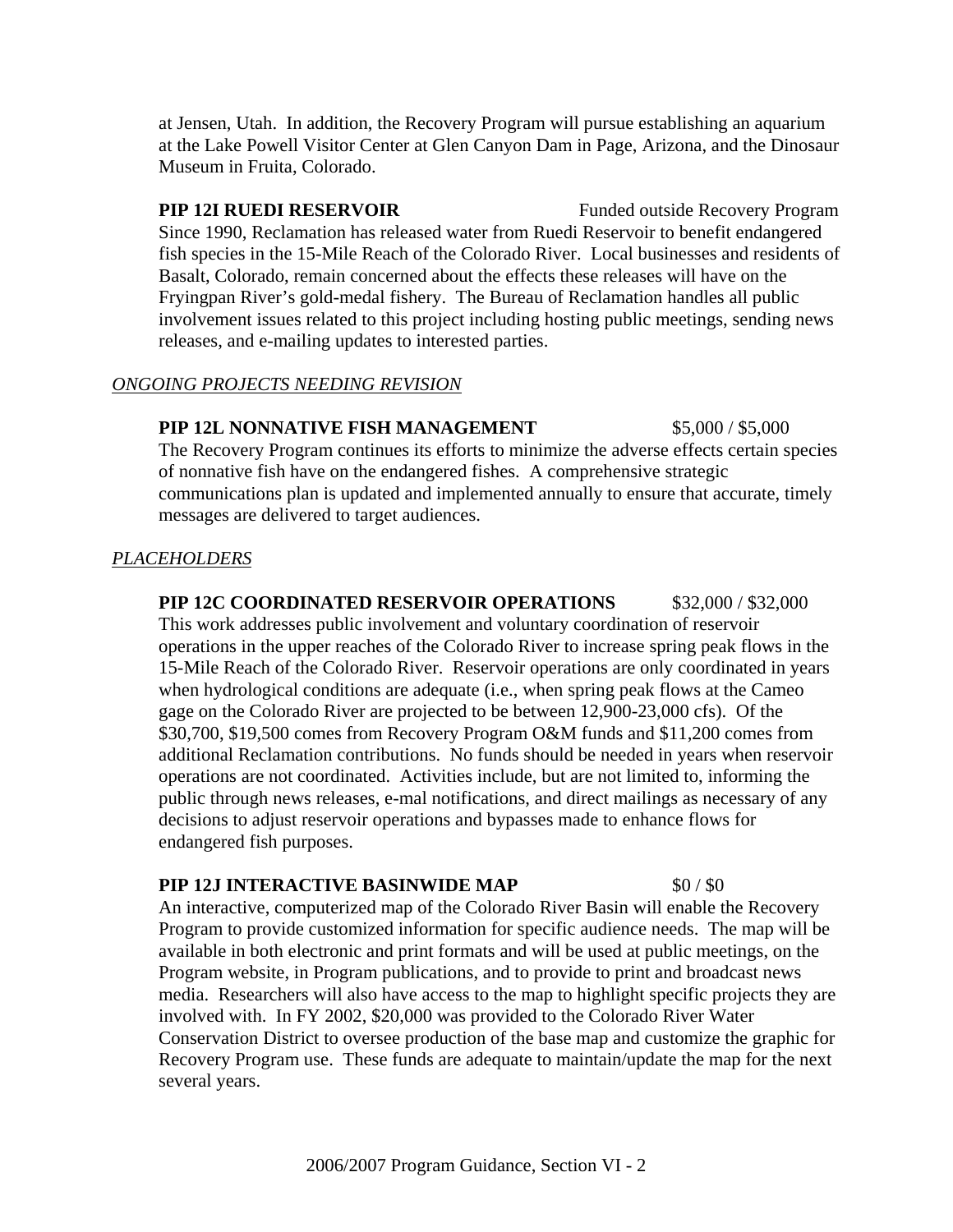at Jensen, Utah. In addition, the Recovery Program will pursue establishing an aquarium at the Lake Powell Visitor Center at Glen Canyon Dam in Page, Arizona, and the Dinosaur Museum in Fruita, Colorado.

**PIP 12I RUEDI RESERVOIR** Funded outside Recovery Program

Since 1990, Reclamation has released water from Ruedi Reservoir to benefit endangered fish species in the 15-Mile Reach of the Colorado River. Local businesses and residents of Basalt, Colorado, remain concerned about the effects these releases will have on the Fryingpan River's gold-medal fishery. The Bureau of Reclamation handles all public involvement issues related to this project including hosting public meetings, sending news releases, and e-mailing updates to interested parties.

*ONGOING PROJECTS NEEDING REVISION*

**PIP 12L NONNATIVE FISH MANAGEMENT** $5,000 / $5,000

The Recovery Program continues its efforts to minimize the adverse effects certain species of nonnative fish have on the endangered fishes. A comprehensive strategic communications plan is updated and implemented annually to ensure that accurate, timely messages are delivered to target audiences.

*PLACEHOLDERS*

**PIP 12C COORDINATED RESERVOIR OPERATIONS** $32,000 / $32,000

This work addresses public involvement and voluntary coordination of reservoir operations in the upper reaches of the Colorado River to increase spring peak flows in the 15-Mile Reach of the Colorado River. Reservoir operations are only coordinated in years when hydrological conditions are adequate (i.e., when spring peak flows at the Cameo gage on the Colorado River are projected to be between 12,900-23,000 cfs). Of the $30,700, $19,500 comes from Recovery Program O&M funds and $11,200 comes from additional Reclamation contributions. No funds should be needed in years when reservoir operations are not coordinated. Activities include, but are not limited to, informing the public through news releases, e-mal notifications, and direct mailings as necessary of any decisions to adjust reservoir operations and bypasses made to enhance flows for endangered fish purposes.

**PIP 12J INTERACTIVE BASINWIDE MAP** $0 / $0

An interactive, computerized map of the Colorado River Basin will enable the Recovery Program to provide customized information for specific audience needs. The map will be available in both electronic and print formats and will be used at public meetings, on the Program website, in Program publications, and to provide to print and broadcast news media. Researchers will also have access to the map to highlight specific projects they are involved with. In FY 2002, $20,000 was provided to the Colorado River Water Conservation District to oversee production of the base map and customize the graphic for Recovery Program use. These funds are adequate to maintain/update the map for the next several years.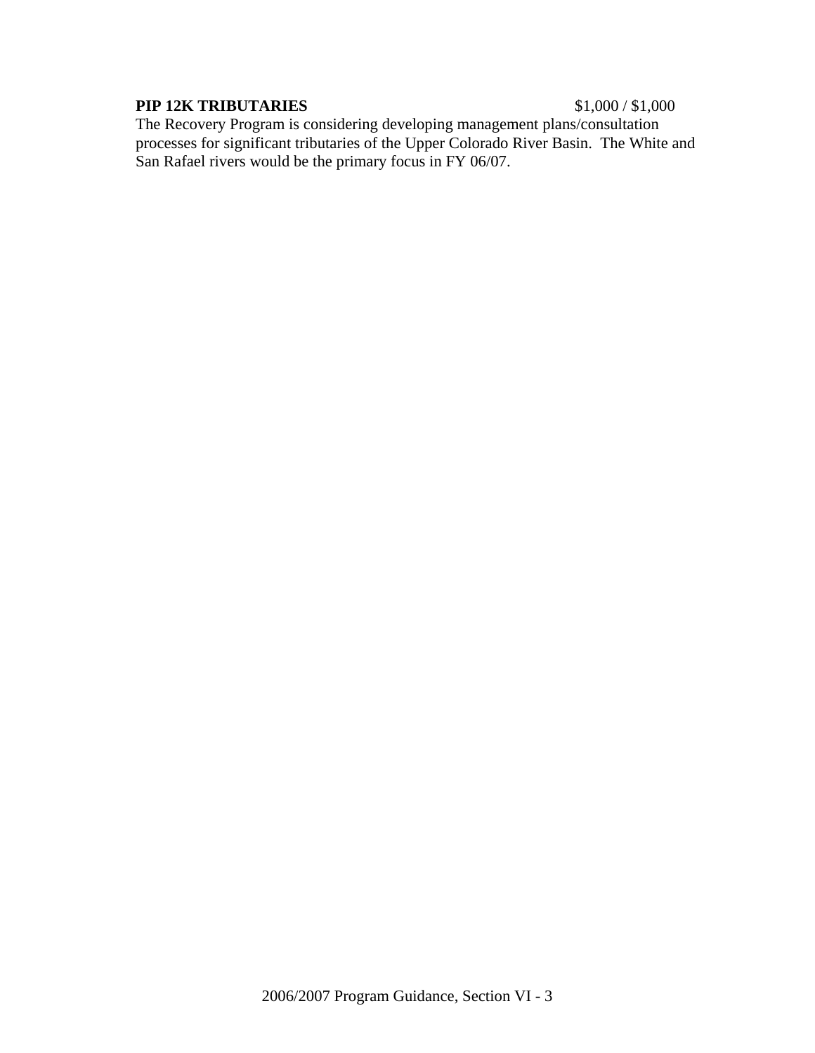**PIP 12K TRIBUTARIES** $1,000 / $1,000

The Recovery Program is considering developing management plans/consultation processes for significant tributaries of the Upper Colorado River Basin. The White and San Rafael rivers would be the primary focus in FY 06/07.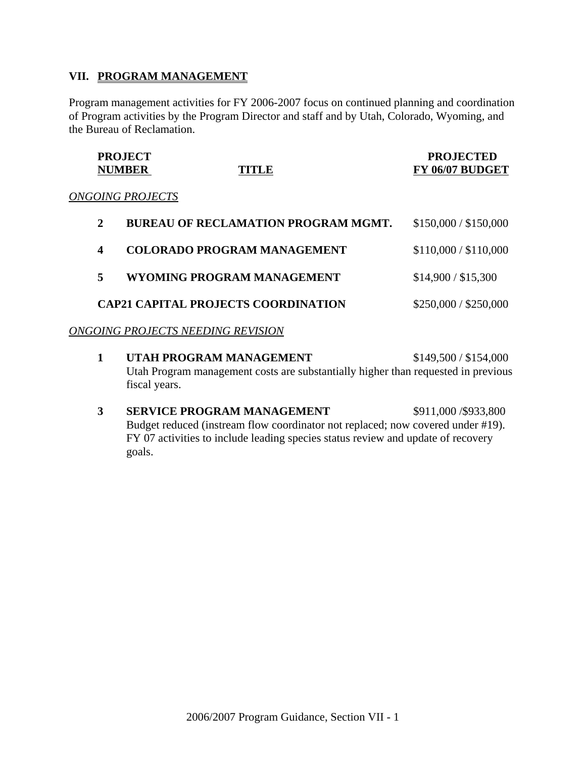## VII. PROGRAM MANAGEMENT

Program management activities for FY 2006-2007 focus on continued planning and coordination of Program activities by the Program Director and staff and by Utah, Colorado, Wyoming, and the Bureau of Reclamation.

| PROJECT NUMBER | TITLE | PROJECTED FY 06/07 BUDGET |
|---|---|---|
| *ONGOING PROJECTS* | | |
| **2** | **BUREAU OF RECLAMATION PROGRAM MGMT.** | $150,000 / $150,000 |
| **4** | **COLORADO PROGRAM MANAGEMENT** | $110,000 / $110,000 |
| **5** | **WYOMING PROGRAM MANAGEMENT** | $14,900 / $15,300 |
| **CAP21** | **CAPITAL PROJECTS COORDINATION** | $250,000 / $250,000 |

*ONGOING PROJECTS NEEDING REVISION*

**1 UTAH PROGRAM MANAGEMENT** — $149,500 / $154,000

Utah Program management costs are substantially higher than requested in previous fiscal years.

**3 SERVICE PROGRAM MANAGEMENT** — $911,000 /$933,800

Budget reduced (instream flow coordinator not replaced; now covered under #19). FY 07 activities to include leading species status review and update of recovery goals.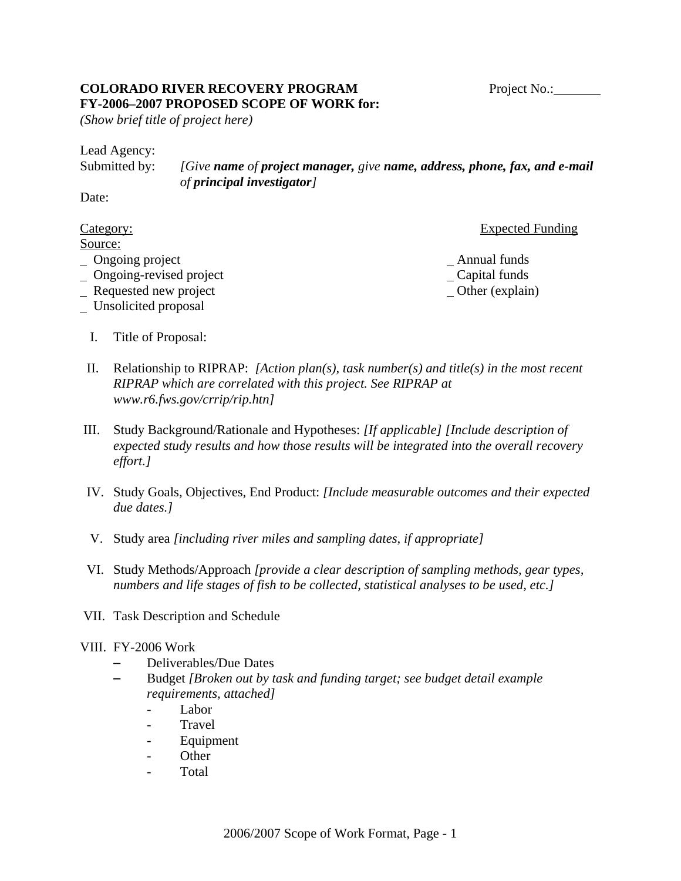**COLORADO RIVER RECOVERY PROGRAM** Project No.:_______

**FY-2006–2007 PROPOSED SCOPE OF WORK for:**

*(Show brief title of project here)*

Lead Agency:

Submitted by: *[Give **name** of **project manager,** give **name, address, phone, fax, and e-mail** of **principal investigator**]*

Date:

| Category: | Expected Funding Source: |
|---|---|
| _ Ongoing project | _ Annual funds |
| _ Ongoing-revised project | _ Capital funds |
| _ Requested new project | _ Other (explain) |
| _ Unsolicited proposal | |

I. Title of Proposal:

II. Relationship to RIPRAP: *[Action plan(s), task number(s) and title(s) in the most recent RIPRAP which are correlated with this project. See RIPRAP at www.r6.fws.gov/crrip/rip.htn]*

III. Study Background/Rationale and Hypotheses: *[If applicable] [Include description of expected study results and how those results will be integrated into the overall recovery effort.]*

IV. Study Goals, Objectives, End Product: *[Include measurable outcomes and their expected due dates.]*

V. Study area *[including river miles and sampling dates, if appropriate]*

VI. Study Methods/Approach *[provide a clear description of sampling methods, gear types, numbers and life stages of fish to be collected, statistical analyses to be used, etc.]*

VII. Task Description and Schedule

VIII. FY-2006 Work
- Deliverables/Due Dates
- Budget *[Broken out by task and funding target; see budget detail example requirements, attached]*
  - Labor
  - Travel
  - Equipment
  - Other
  - Total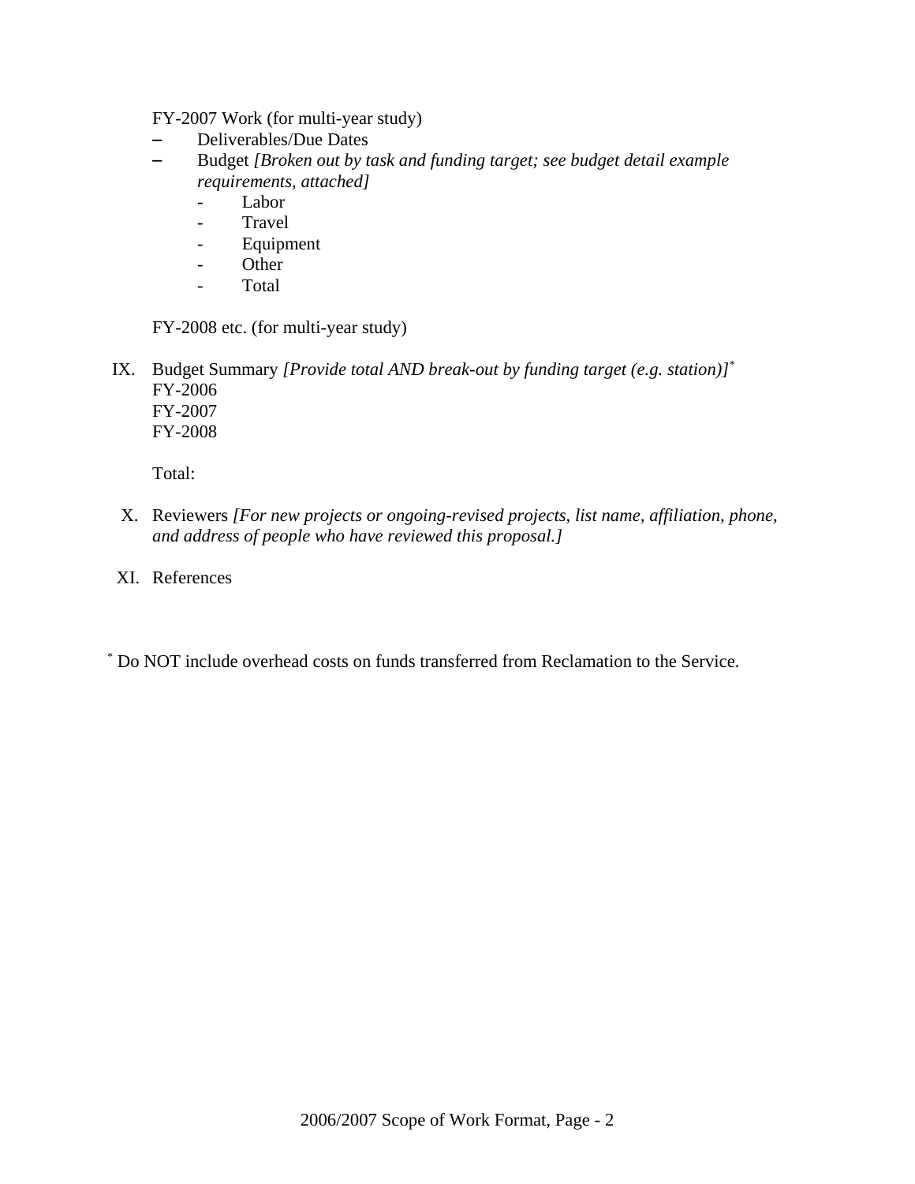FY-2007 Work (for multi-year study)

- Deliverables/Due Dates
- Budget *[Broken out by task and funding target; see budget detail example requirements, attached]*
  - Labor
  - Travel
  - Equipment
  - Other
  - Total

FY-2008 etc. (for multi-year study)

IX. Budget Summary *[Provide total AND break-out by funding target (e.g. station)]*[*]
FY-2006
FY-2007
FY-2008

Total:

X. Reviewers *[For new projects or ongoing-revised projects, list name, affiliation, phone, and address of people who have reviewed this proposal.]*

XI. References

[*] Do NOT include overhead costs on funds transferred from Reclamation to the Service.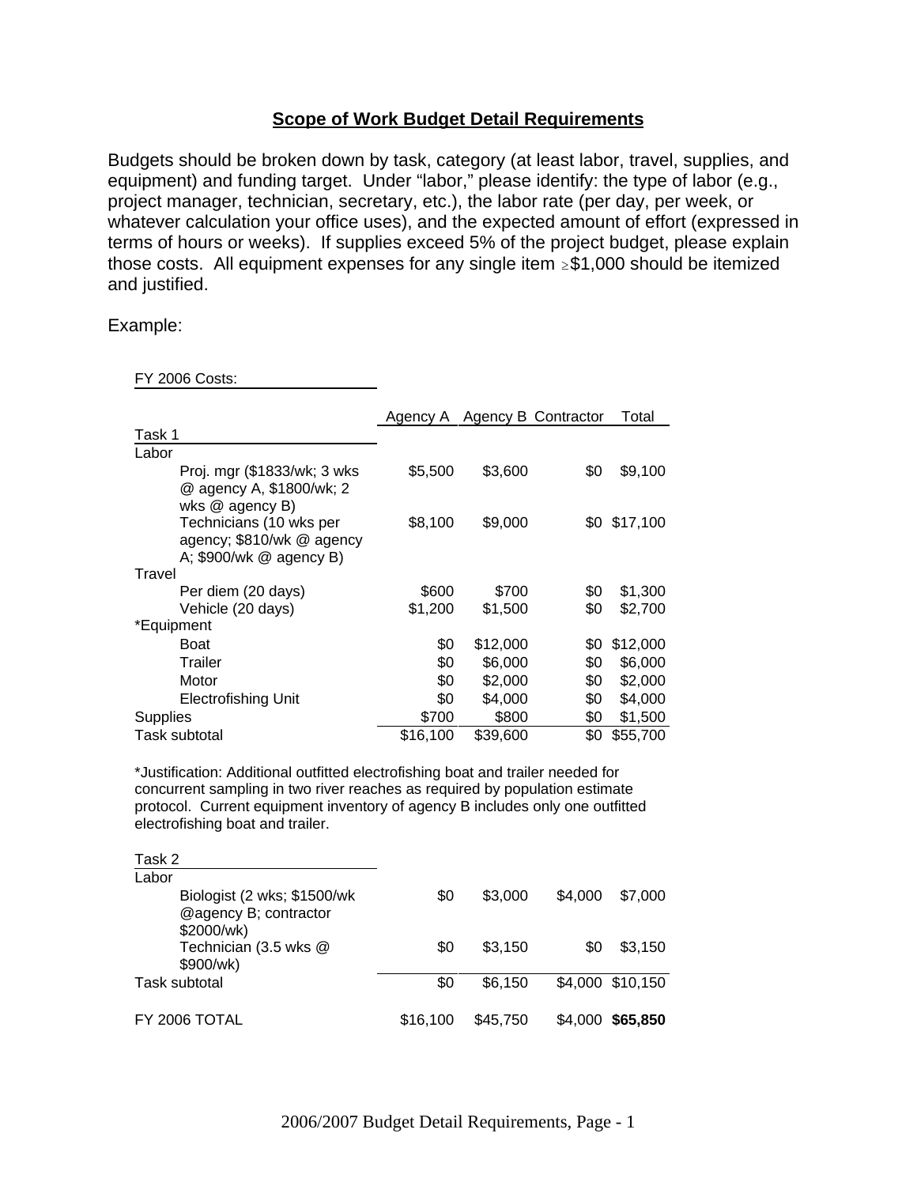## Scope of Work Budget Detail Requirements

Budgets should be broken down by task, category (at least labor, travel, supplies, and equipment) and funding target. Under “labor,” please identify: the type of labor (e.g., project manager, technician, secretary, etc.), the labor rate (per day, per week, or whatever calculation your office uses), and the expected amount of effort (expressed in terms of hours or weeks). If supplies exceed 5% of the project budget, please explain those costs. All equipment expenses for any single item ≥$1,000 should be itemized and justified.

Example:

FY 2006 Costs:

| | Agency A | Agency B | Contractor | Total |
|---|---|---|---|---|
| **Task 1** | | | | |
| Labor | | | | |
| Proj. mgr ($1833/wk; 3 wks @ agency A, $1800/wk; 2 wks @ agency B) | $5,500 | $3,600 | $0 | $9,100 |
| Technicians (10 wks per agency; $810/wk @ agency A; $900/wk @ agency B) | $8,100 | $9,000 | $0 | $17,100 |
| Travel | | | | |
| Per diem (20 days) | $600 | $700 | $0 | $1,300 |
| Vehicle (20 days) | $1,200 | $1,500 | $0 | $2,700 |
| *Equipment | | | | |
| Boat | $0 | $12,000 | $0 | $12,000 |
| Trailer | $0 | $6,000 | $0 | $6,000 |
| Motor | $0 | $2,000 | $0 | $2,000 |
| Electrofishing Unit | $0 | $4,000 | $0 | $4,000 |
| Supplies | $700 | $800 | $0 | $1,500 |
| Task subtotal | $16,100 | $39,600 | $0 | $55,700 |

*Justification: Additional outfitted electrofishing boat and trailer needed for concurrent sampling in two river reaches as required by population estimate protocol. Current equipment inventory of agency B includes only one outfitted electrofishing boat and trailer.

| | Agency A | Agency B | Contractor | Total |
|---|---|---|---|---|
| **Task 2** | | | | |
| Labor | | | | |
| Biologist (2 wks; $1500/wk @agency B; contractor $2000/wk) | $0 | $3,000 | $4,000 | $7,000 |
| Technician (3.5 wks @ $900/wk) | $0 | $3,150 | $0 | $3,150 |
| Task subtotal | $0 | $6,150 | $4,000 | $10,150 |
| FY 2006 TOTAL | $16,100 | $45,750 | $4,000 | **$65,850** |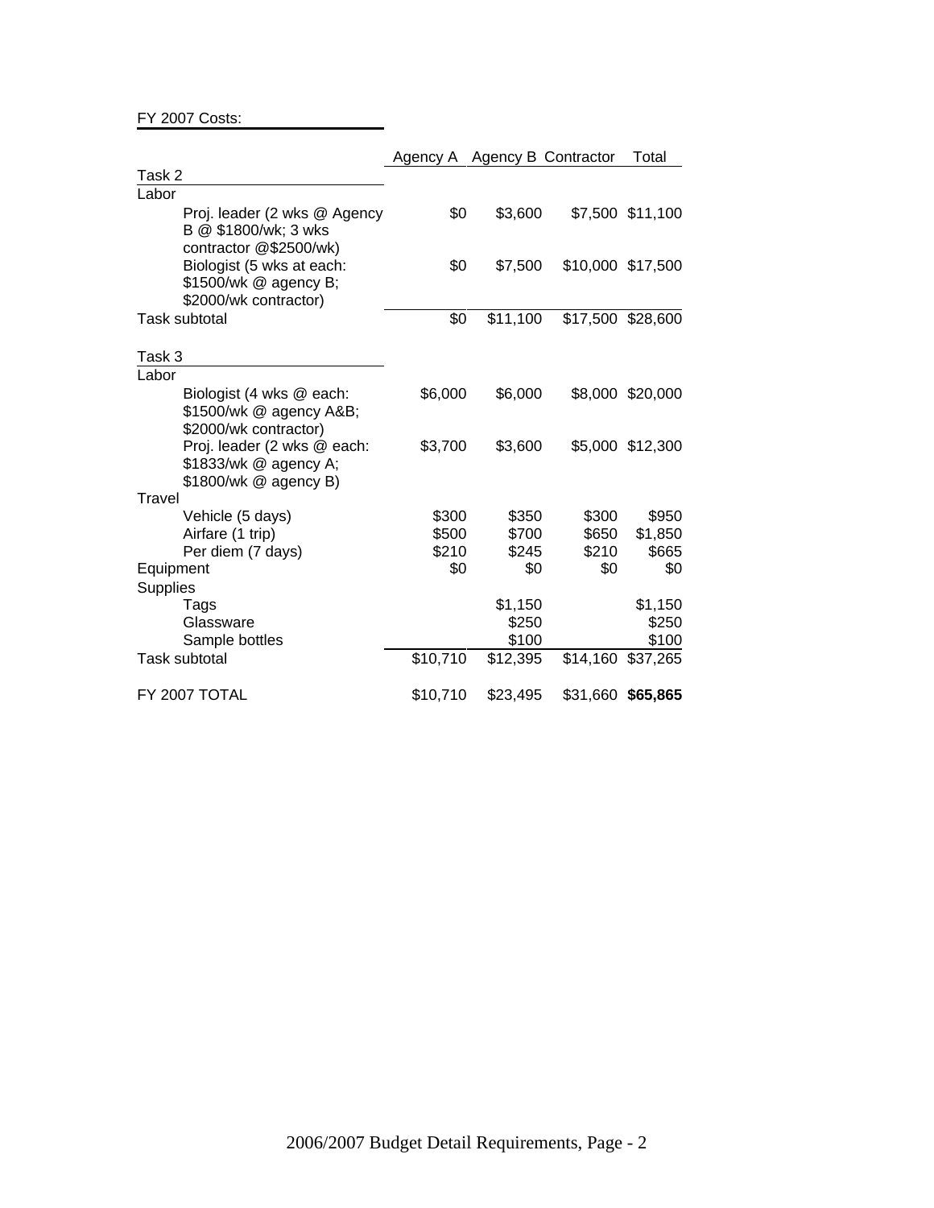FY 2007 Costs:

| | Agency A | Agency B | Contractor | Total |
|---|---|---|---|---|
| Task 2 | | | | |
| Labor | | | | |
| Proj. leader (2 wks @ Agency B @ $1800/wk; 3 wks contractor @$2500/wk) | $0 | $3,600 | $7,500 | $11,100 |
| Biologist (5 wks at each: $1500/wk @ agency B; $2000/wk contractor) | $0 | $7,500 | $10,000 | $17,500 |
| Task subtotal | $0 | $11,100 | $17,500 | $28,600 |
| | | | | |
| Task 3 | | | | |
| Labor | | | | |
| Biologist (4 wks @ each: $1500/wk @ agency A&B; $2000/wk contractor) | $6,000 | $6,000 | $8,000 | $20,000 |
| Proj. leader (2 wks @ each: $1833/wk @ agency A; $1800/wk @ agency B) | $3,700 | $3,600 | $5,000 | $12,300 |
| Travel | | | | |
| Vehicle (5 days) | $300 | $350 | $300 | $950 |
| Airfare (1 trip) | $500 | $700 | $650 | $1,850 |
| Per diem (7 days) | $210 | $245 | $210 | $665 |
| Equipment | $0 | $0 | $0 | $0 |
| Supplies | | | | |
| Tags | | $1,150 | | $1,150 |
| Glassware | | $250 | | $250 |
| Sample bottles | | $100 | | $100 |
| Task subtotal | $10,710 | $12,395 | $14,160 | $37,265 |
| | | | | |
| FY 2007 TOTAL | $10,710 | $23,495 | $31,660 | **$65,865** |